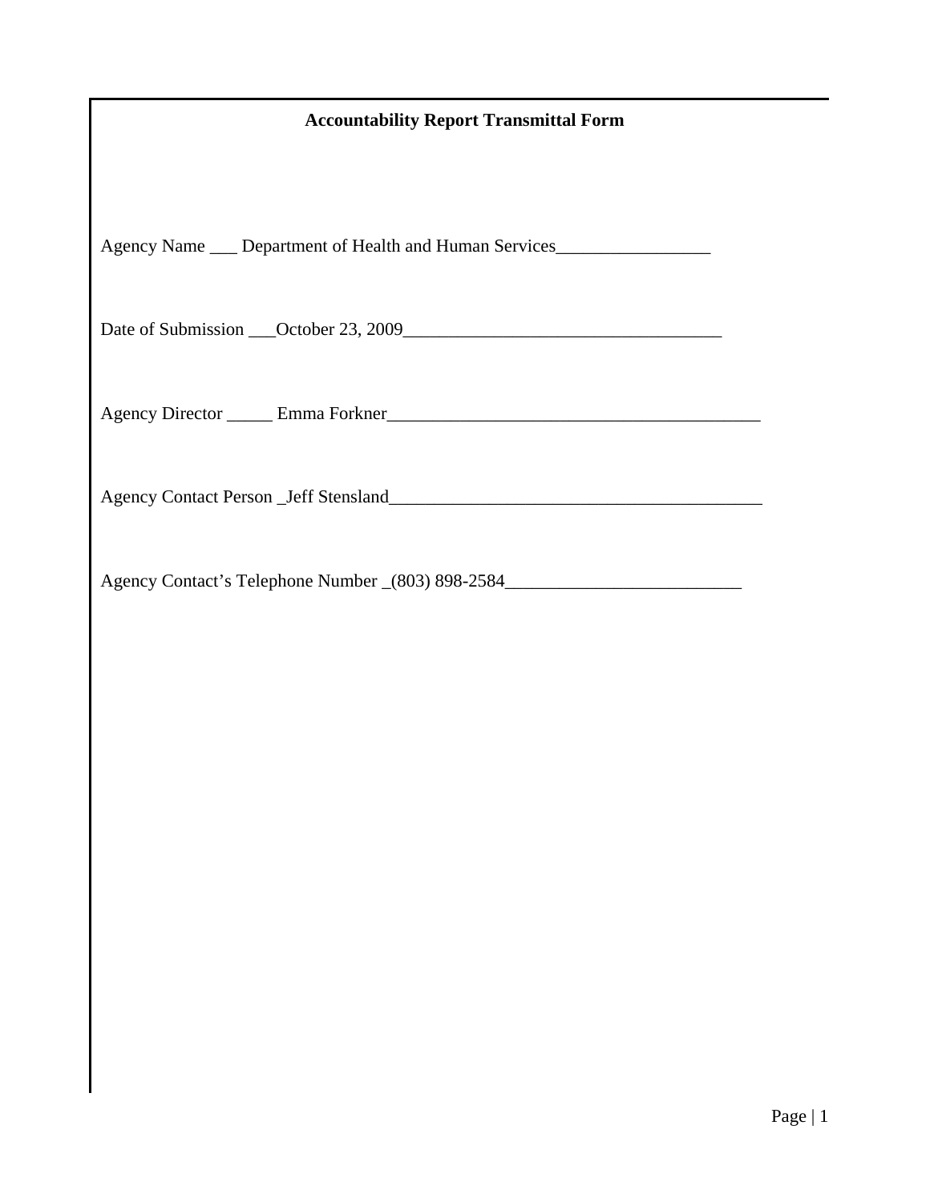**Accountability Report Transmittal Form**

Agency Name ___ Department of Health and Human Services_________________

Date of Submission ___October 23, 2009___________________________________

Agency Director _____ Emma Forkner_________________________________________

Agency Contact Person _Jeff Stensland_________________________________________

Agency Contact's Telephone Number _(803) 898-2584__________________________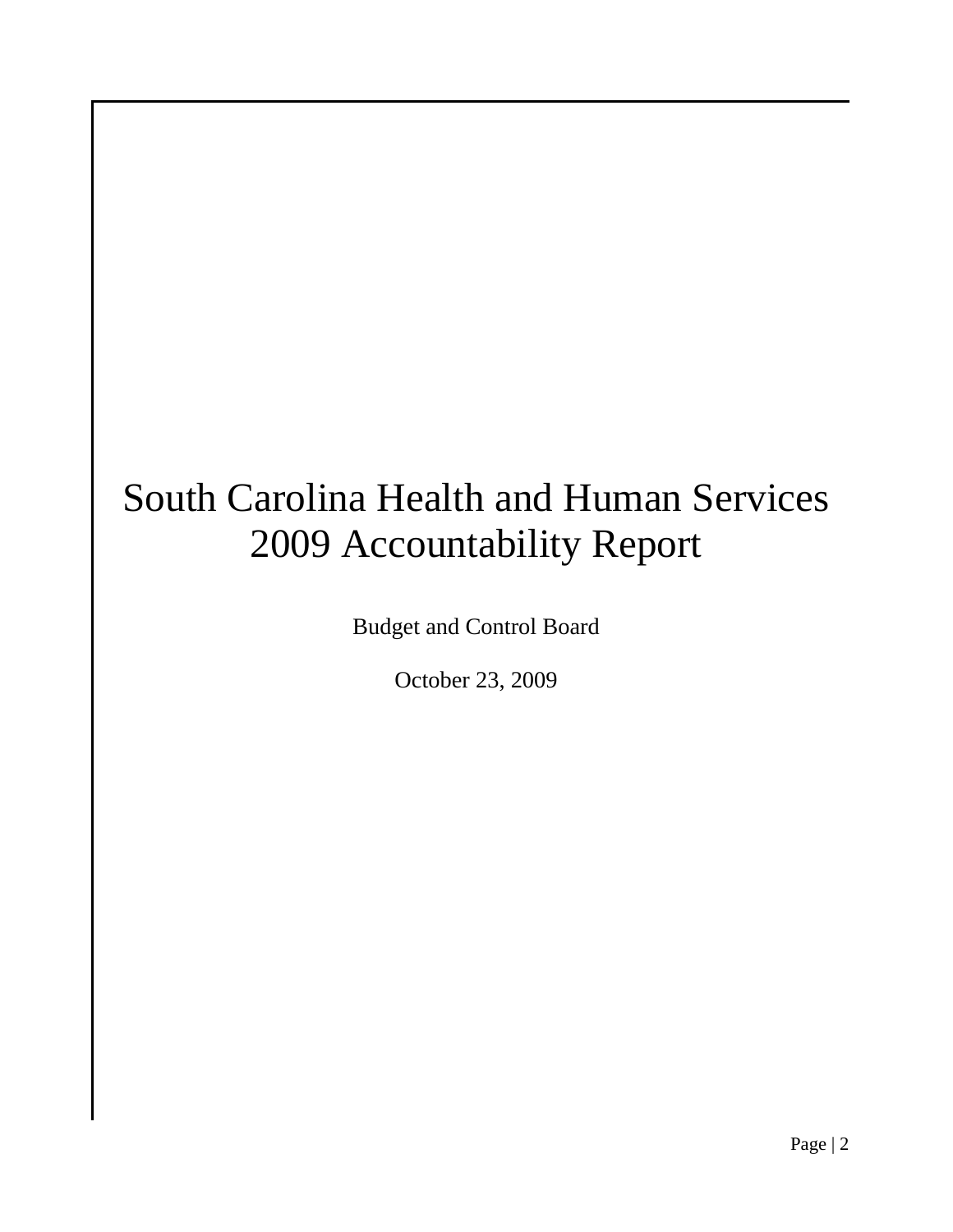# South Carolina Health and Human Services 2009 Accountability Report

Budget and Control Board

October 23, 2009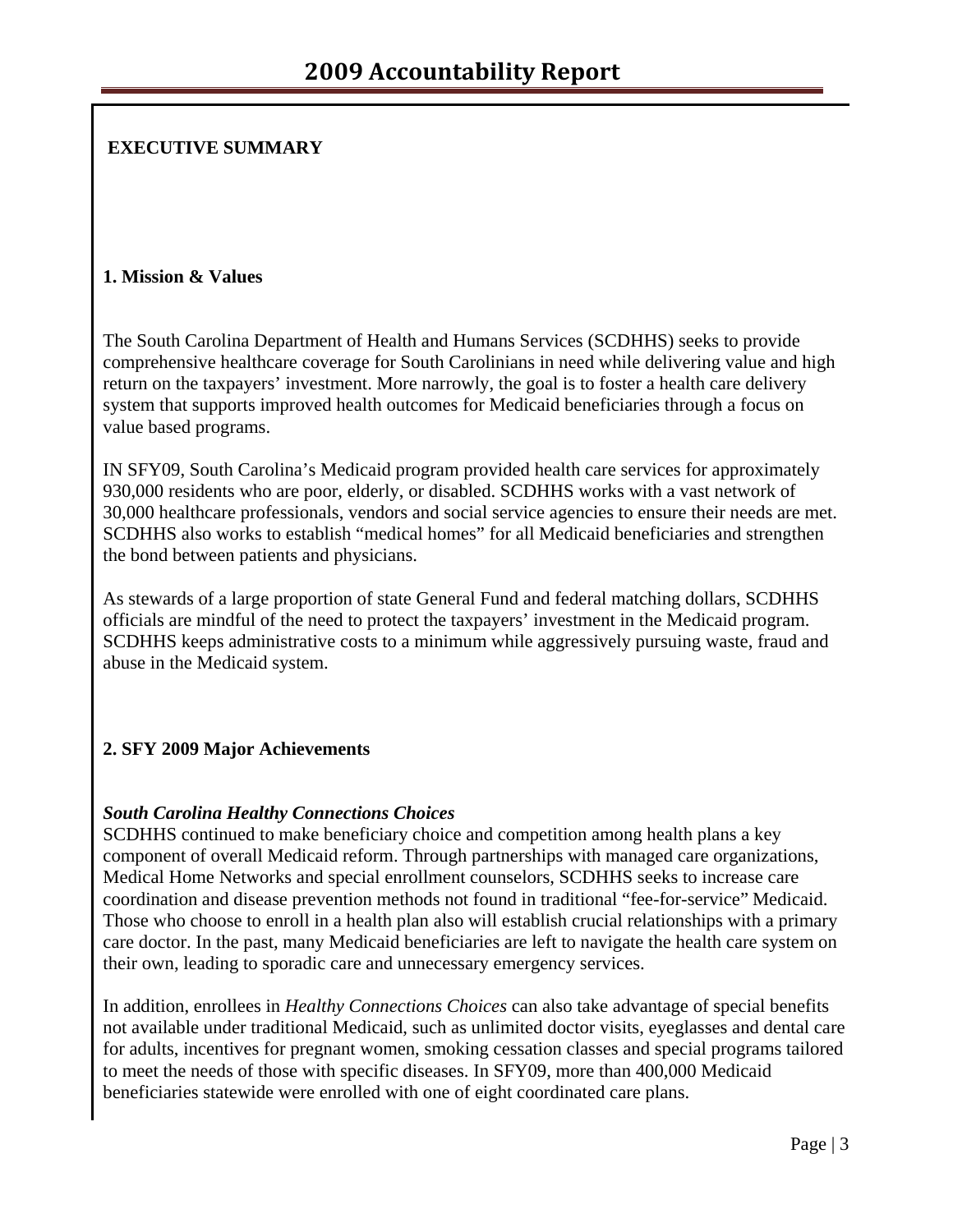## EXECUTIVE SUMMARY

### 1. Mission & Values

The South Carolina Department of Health and Humans Services (SCDHHS) seeks to provide comprehensive healthcare coverage for South Carolinians in need while delivering value and high return on the taxpayers' investment. More narrowly, the goal is to foster a health care delivery system that supports improved health outcomes for Medicaid beneficiaries through a focus on value based programs.

IN SFY09, South Carolina's Medicaid program provided health care services for approximately 930,000 residents who are poor, elderly, or disabled. SCDHHS works with a vast network of 30,000 healthcare professionals, vendors and social service agencies to ensure their needs are met. SCDHHS also works to establish "medical homes" for all Medicaid beneficiaries and strengthen the bond between patients and physicians.

As stewards of a large proportion of state General Fund and federal matching dollars, SCDHHS officials are mindful of the need to protect the taxpayers' investment in the Medicaid program. SCDHHS keeps administrative costs to a minimum while aggressively pursuing waste, fraud and abuse in the Medicaid system.

### 2. SFY 2009 Major Achievements

***South Carolina Healthy Connections Choices***

SCDHHS continued to make beneficiary choice and competition among health plans a key component of overall Medicaid reform. Through partnerships with managed care organizations, Medical Home Networks and special enrollment counselors, SCDHHS seeks to increase care coordination and disease prevention methods not found in traditional "fee-for-service" Medicaid. Those who choose to enroll in a health plan also will establish crucial relationships with a primary care doctor. In the past, many Medicaid beneficiaries are left to navigate the health care system on their own, leading to sporadic care and unnecessary emergency services.

In addition, enrollees in *Healthy Connections Choices* can also take advantage of special benefits not available under traditional Medicaid, such as unlimited doctor visits, eyeglasses and dental care for adults, incentives for pregnant women, smoking cessation classes and special programs tailored to meet the needs of those with specific diseases. In SFY09, more than 400,000 Medicaid beneficiaries statewide were enrolled with one of eight coordinated care plans.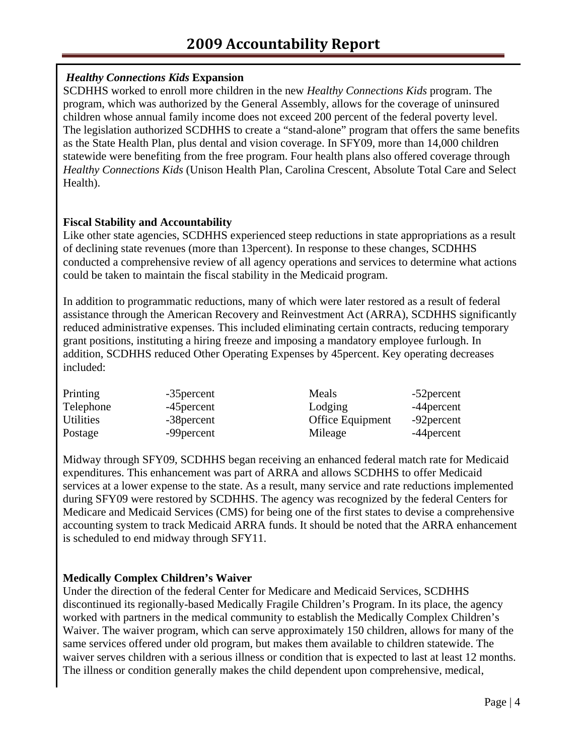***Healthy Connections Kids* Expansion**

SCDHHS worked to enroll more children in the new *Healthy Connections Kids* program. The program, which was authorized by the General Assembly, allows for the coverage of uninsured children whose annual family income does not exceed 200 percent of the federal poverty level. The legislation authorized SCDHHS to create a "stand-alone" program that offers the same benefits as the State Health Plan, plus dental and vision coverage. In SFY09, more than 14,000 children statewide were benefiting from the free program. Four health plans also offered coverage through *Healthy Connections Kids* (Unison Health Plan, Carolina Crescent, Absolute Total Care and Select Health).

**Fiscal Stability and Accountability**

Like other state agencies, SCDHHS experienced steep reductions in state appropriations as a result of declining state revenues (more than 13percent). In response to these changes, SCDHHS conducted a comprehensive review of all agency operations and services to determine what actions could be taken to maintain the fiscal stability in the Medicaid program.

In addition to programmatic reductions, many of which were later restored as a result of federal assistance through the American Recovery and Reinvestment Act (ARRA), SCDHHS significantly reduced administrative expenses. This included eliminating certain contracts, reducing temporary grant positions, instituting a hiring freeze and imposing a mandatory employee furlough. In addition, SCDHHS reduced Other Operating Expenses by 45percent. Key operating decreases included:

| | | | |
|---|---|---|---|
| Printing | -35percent | Meals | -52percent |
| Telephone | -45percent | Lodging | -44percent |
| Utilities | -38percent | Office Equipment | -92percent |
| Postage | -99percent | Mileage | -44percent |

Midway through SFY09, SCDHHS began receiving an enhanced federal match rate for Medicaid expenditures. This enhancement was part of ARRA and allows SCDHHS to offer Medicaid services at a lower expense to the state. As a result, many service and rate reductions implemented during SFY09 were restored by SCDHHS. The agency was recognized by the federal Centers for Medicare and Medicaid Services (CMS) for being one of the first states to devise a comprehensive accounting system to track Medicaid ARRA funds. It should be noted that the ARRA enhancement is scheduled to end midway through SFY11.

**Medically Complex Children's Waiver**

Under the direction of the federal Center for Medicare and Medicaid Services, SCDHHS discontinued its regionally-based Medically Fragile Children's Program. In its place, the agency worked with partners in the medical community to establish the Medically Complex Children's Waiver. The waiver program, which can serve approximately 150 children, allows for many of the same services offered under old program, but makes them available to children statewide. The waiver serves children with a serious illness or condition that is expected to last at least 12 months. The illness or condition generally makes the child dependent upon comprehensive, medical,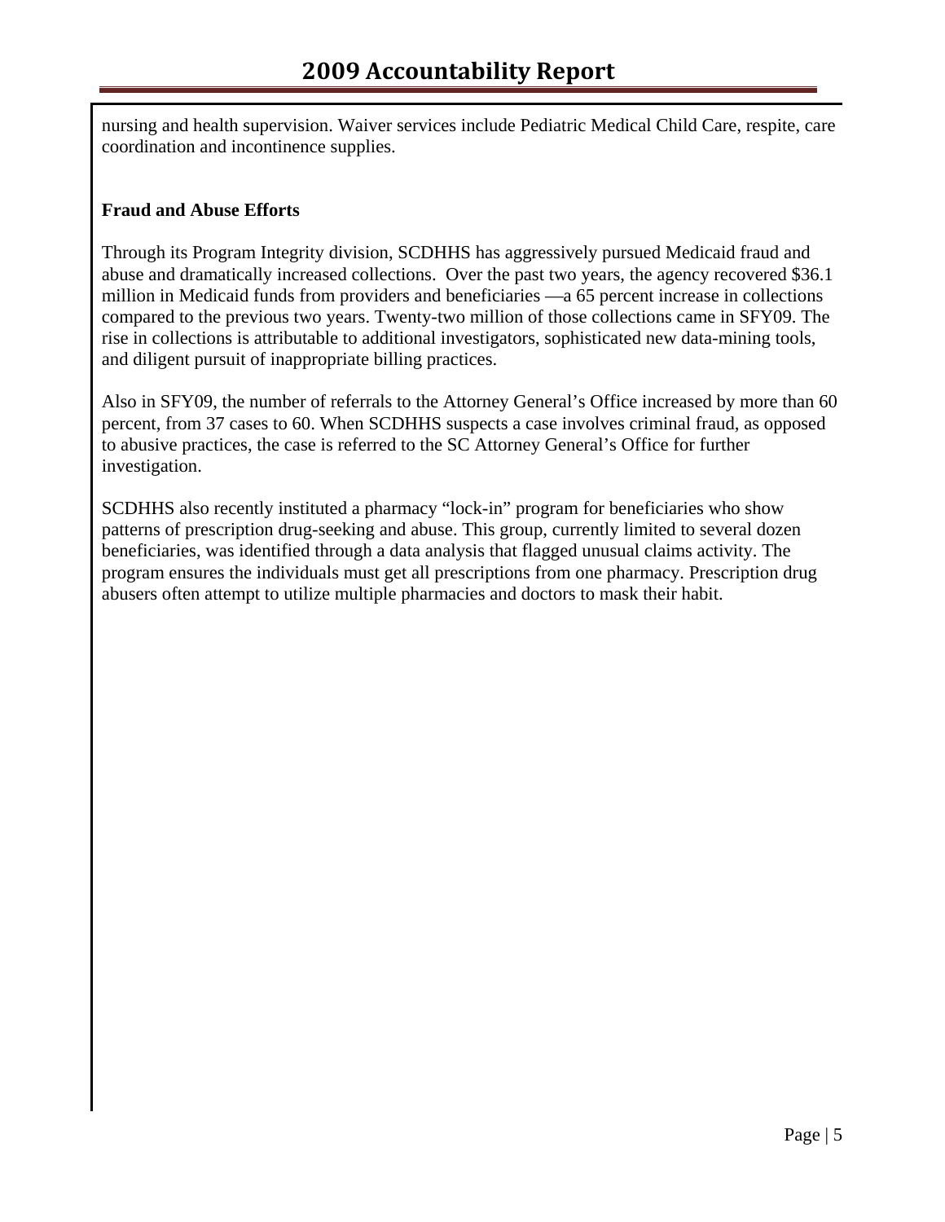nursing and health supervision. Waiver services include Pediatric Medical Child Care, respite, care coordination and incontinence supplies.

**Fraud and Abuse Efforts**

Through its Program Integrity division, SCDHHS has aggressively pursued Medicaid fraud and abuse and dramatically increased collections. Over the past two years, the agency recovered $36.1 million in Medicaid funds from providers and beneficiaries —a 65 percent increase in collections compared to the previous two years. Twenty-two million of those collections came in SFY09. The rise in collections is attributable to additional investigators, sophisticated new data-mining tools, and diligent pursuit of inappropriate billing practices.

Also in SFY09, the number of referrals to the Attorney General's Office increased by more than 60 percent, from 37 cases to 60. When SCDHHS suspects a case involves criminal fraud, as opposed to abusive practices, the case is referred to the SC Attorney General's Office for further investigation.

SCDHHS also recently instituted a pharmacy "lock-in" program for beneficiaries who show patterns of prescription drug-seeking and abuse. This group, currently limited to several dozen beneficiaries, was identified through a data analysis that flagged unusual claims activity. The program ensures the individuals must get all prescriptions from one pharmacy. Prescription drug abusers often attempt to utilize multiple pharmacies and doctors to mask their habit.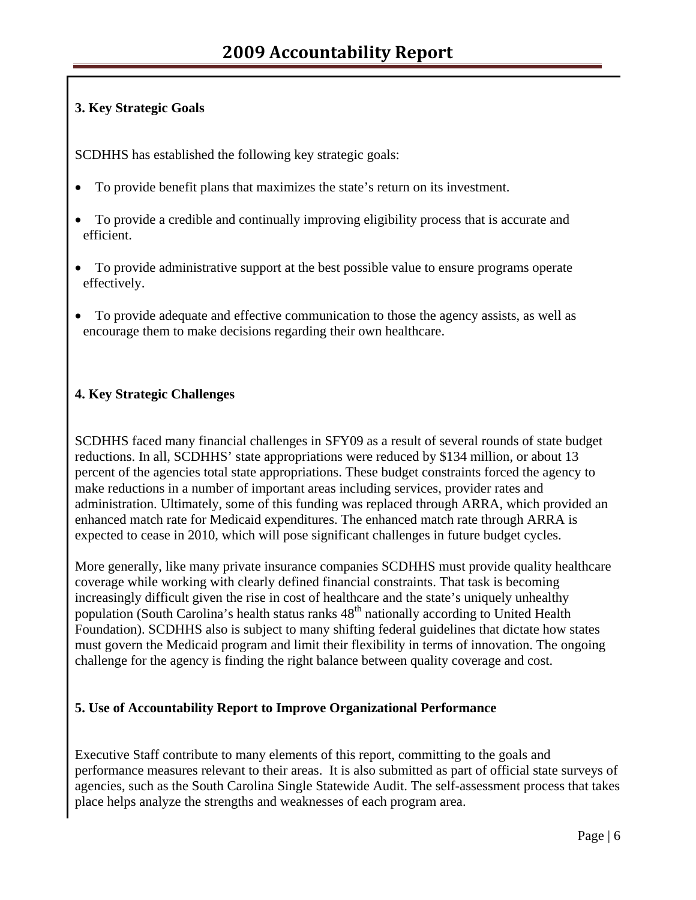### 3. Key Strategic Goals

SCDHHS has established the following key strategic goals:

- To provide benefit plans that maximizes the state's return on its investment.
- To provide a credible and continually improving eligibility process that is accurate and efficient.
- To provide administrative support at the best possible value to ensure programs operate effectively.
- To provide adequate and effective communication to those the agency assists, as well as encourage them to make decisions regarding their own healthcare.

### 4. Key Strategic Challenges

SCDHHS faced many financial challenges in SFY09 as a result of several rounds of state budget reductions. In all, SCDHHS' state appropriations were reduced by $134 million, or about 13 percent of the agencies total state appropriations. These budget constraints forced the agency to make reductions in a number of important areas including services, provider rates and administration. Ultimately, some of this funding was replaced through ARRA, which provided an enhanced match rate for Medicaid expenditures. The enhanced match rate through ARRA is expected to cease in 2010, which will pose significant challenges in future budget cycles.

More generally, like many private insurance companies SCDHHS must provide quality healthcare coverage while working with clearly defined financial constraints. That task is becoming increasingly difficult given the rise in cost of healthcare and the state's uniquely unhealthy population (South Carolina's health status ranks 48th nationally according to United Health Foundation). SCDHHS also is subject to many shifting federal guidelines that dictate how states must govern the Medicaid program and limit their flexibility in terms of innovation. The ongoing challenge for the agency is finding the right balance between quality coverage and cost.

### 5. Use of Accountability Report to Improve Organizational Performance

Executive Staff contribute to many elements of this report, committing to the goals and performance measures relevant to their areas. It is also submitted as part of official state surveys of agencies, such as the South Carolina Single Statewide Audit. The self-assessment process that takes place helps analyze the strengths and weaknesses of each program area.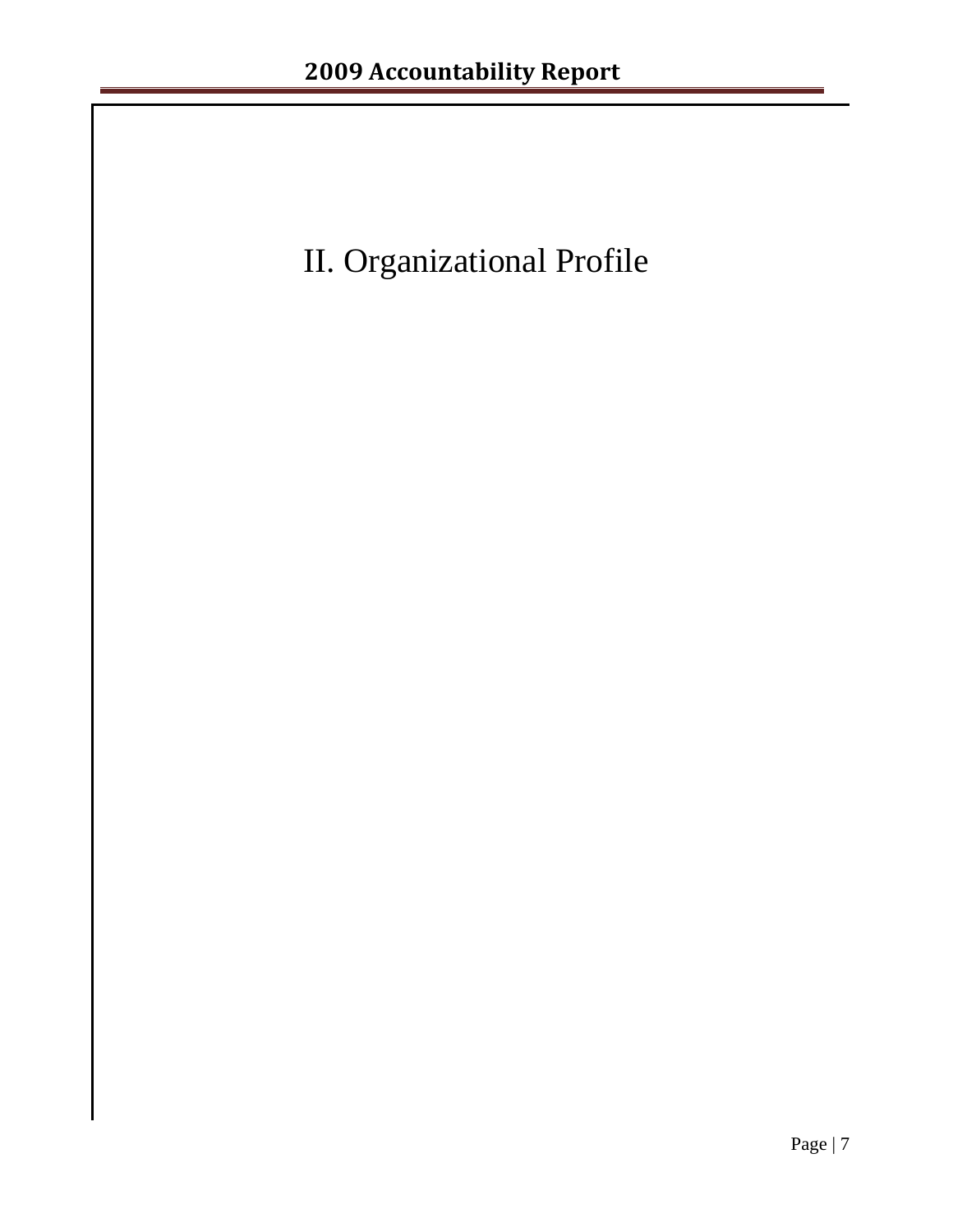# II. Organizational Profile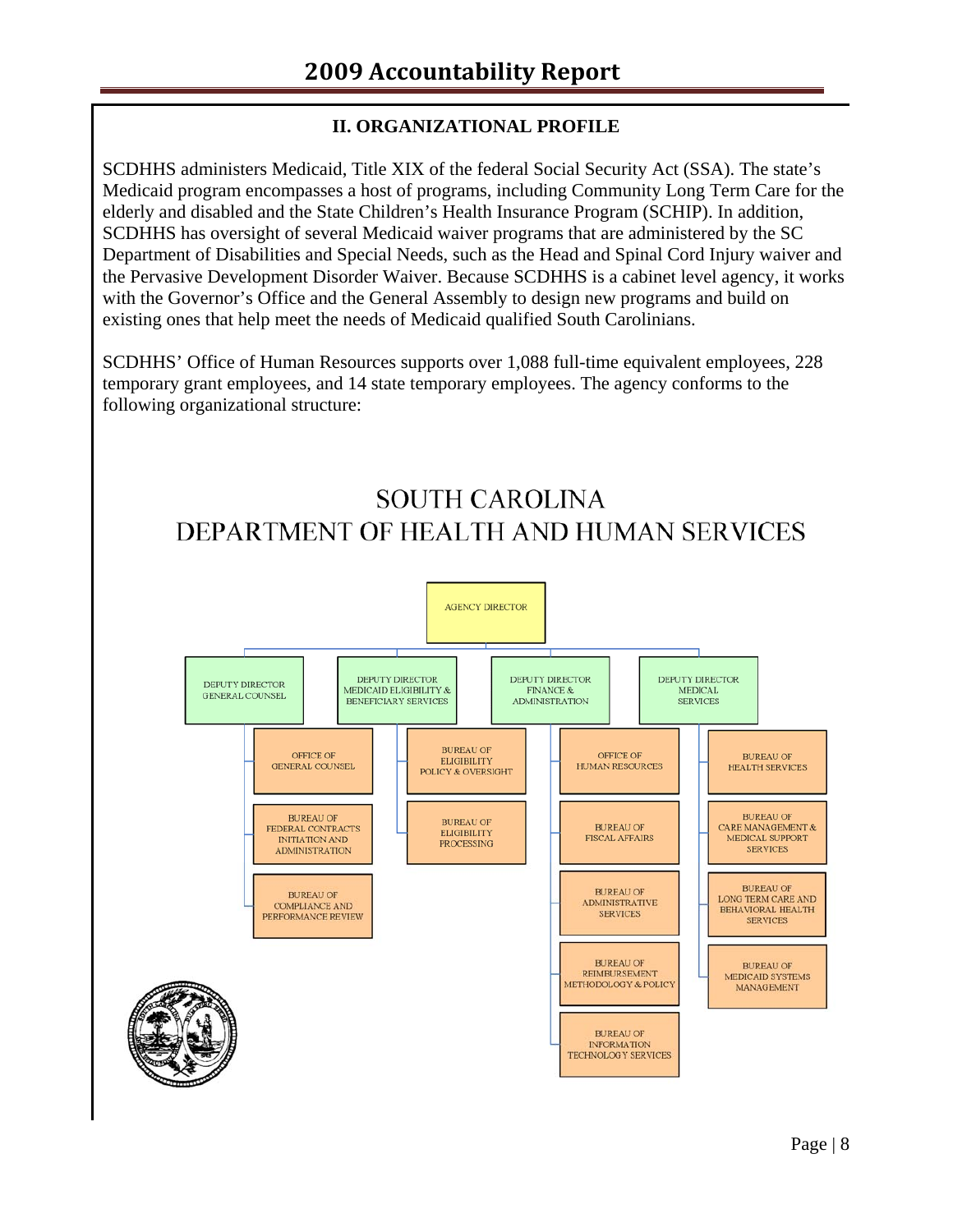## II. ORGANIZATIONAL PROFILE

SCDHHS administers Medicaid, Title XIX of the federal Social Security Act (SSA). The state's Medicaid program encompasses a host of programs, including Community Long Term Care for the elderly and disabled and the State Children's Health Insurance Program (SCHIP). In addition, SCDHHS has oversight of several Medicaid waiver programs that are administered by the SC Department of Disabilities and Special Needs, such as the Head and Spinal Cord Injury waiver and the Pervasive Development Disorder Waiver. Because SCDHHS is a cabinet level agency, it works with the Governor's Office and the General Assembly to design new programs and build on existing ones that help meet the needs of Medicaid qualified South Carolinians.

SCDHHS' Office of Human Resources supports over 1,088 full-time equivalent employees, 228 temporary grant employees, and 14 state temporary employees. The agency conforms to the following organizational structure:

### SOUTH CAROLINA DEPARTMENT OF HEALTH AND HUMAN SERVICES

- AGENCY DIRECTOR
  - DEPUTY DIRECTOR GENERAL COUNSEL
    - OFFICE OF GENERAL COUNSEL
    - BUREAU OF FEDERAL CONTRACTS INITIATION AND ADMINISTRATION
    - BUREAU OF COMPLIANCE AND PERFORMANCE REVIEW
  - DEPUTY DIRECTOR MEDICAID ELIGIBILITY & BENEFICIARY SERVICES
    - BUREAU OF ELIGIBILITY POLICY & OVERSIGHT
    - BUREAU OF ELIGIBILITY PROCESSING
  - DEPUTY DIRECTOR FINANCE & ADMINISTRATION
    - OFFICE OF HUMAN RESOURCES
    - BUREAU OF FISCAL AFFAIRS
    - BUREAU OF ADMINISTRATIVE SERVICES
    - BUREAU OF REIMBURSEMENT METHODOLOGY & POLICY
    - BUREAU OF INFORMATION TECHNOLOGY SERVICES
  - DEPUTY DIRECTOR MEDICAL SERVICES
    - BUREAU OF HEALTH SERVICES
    - BUREAU OF CARE MANAGEMENT & MEDICAL SUPPORT SERVICES
    - BUREAU OF LONG TERM CARE AND BEHAVIORAL HEALTH SERVICES
    - BUREAU OF MEDICAID SYSTEMS MANAGEMENT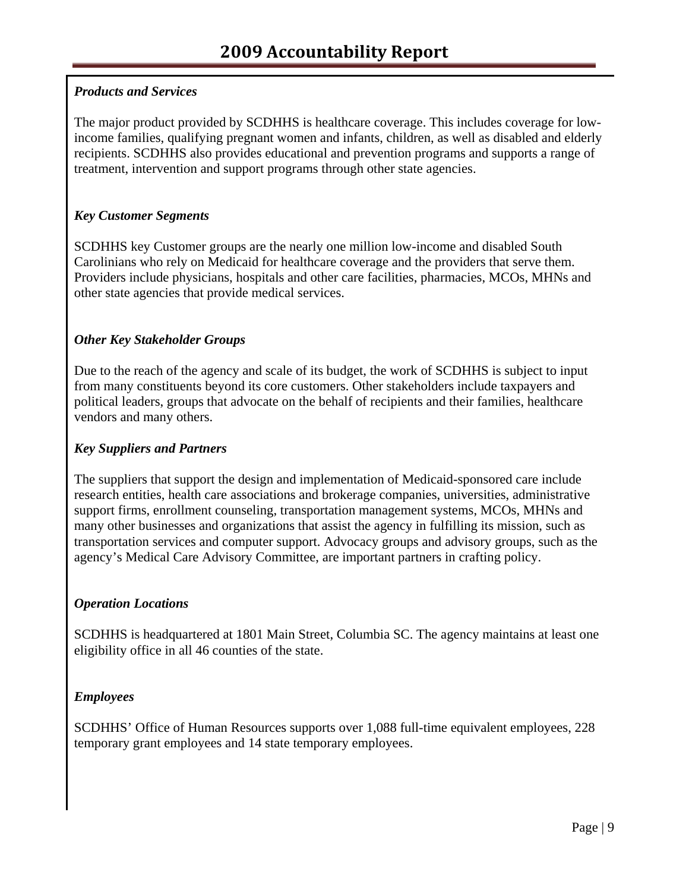### *Products and Services*

The major product provided by SCDHHS is healthcare coverage. This includes coverage for low-income families, qualifying pregnant women and infants, children, as well as disabled and elderly recipients. SCDHHS also provides educational and prevention programs and supports a range of treatment, intervention and support programs through other state agencies.

### *Key Customer Segments*

SCDHHS key Customer groups are the nearly one million low-income and disabled South Carolinians who rely on Medicaid for healthcare coverage and the providers that serve them. Providers include physicians, hospitals and other care facilities, pharmacies, MCOs, MHNs and other state agencies that provide medical services.

### *Other Key Stakeholder Groups*

Due to the reach of the agency and scale of its budget, the work of SCDHHS is subject to input from many constituents beyond its core customers. Other stakeholders include taxpayers and political leaders, groups that advocate on the behalf of recipients and their families, healthcare vendors and many others.

### *Key Suppliers and Partners*

The suppliers that support the design and implementation of Medicaid-sponsored care include research entities, health care associations and brokerage companies, universities, administrative support firms, enrollment counseling, transportation management systems, MCOs, MHNs and many other businesses and organizations that assist the agency in fulfilling its mission, such as transportation services and computer support. Advocacy groups and advisory groups, such as the agency's Medical Care Advisory Committee, are important partners in crafting policy.

### *Operation Locations*

SCDHHS is headquartered at 1801 Main Street, Columbia SC. The agency maintains at least one eligibility office in all 46 counties of the state.

### *Employees*

SCDHHS' Office of Human Resources supports over 1,088 full-time equivalent employees, 228 temporary grant employees and 14 state temporary employees.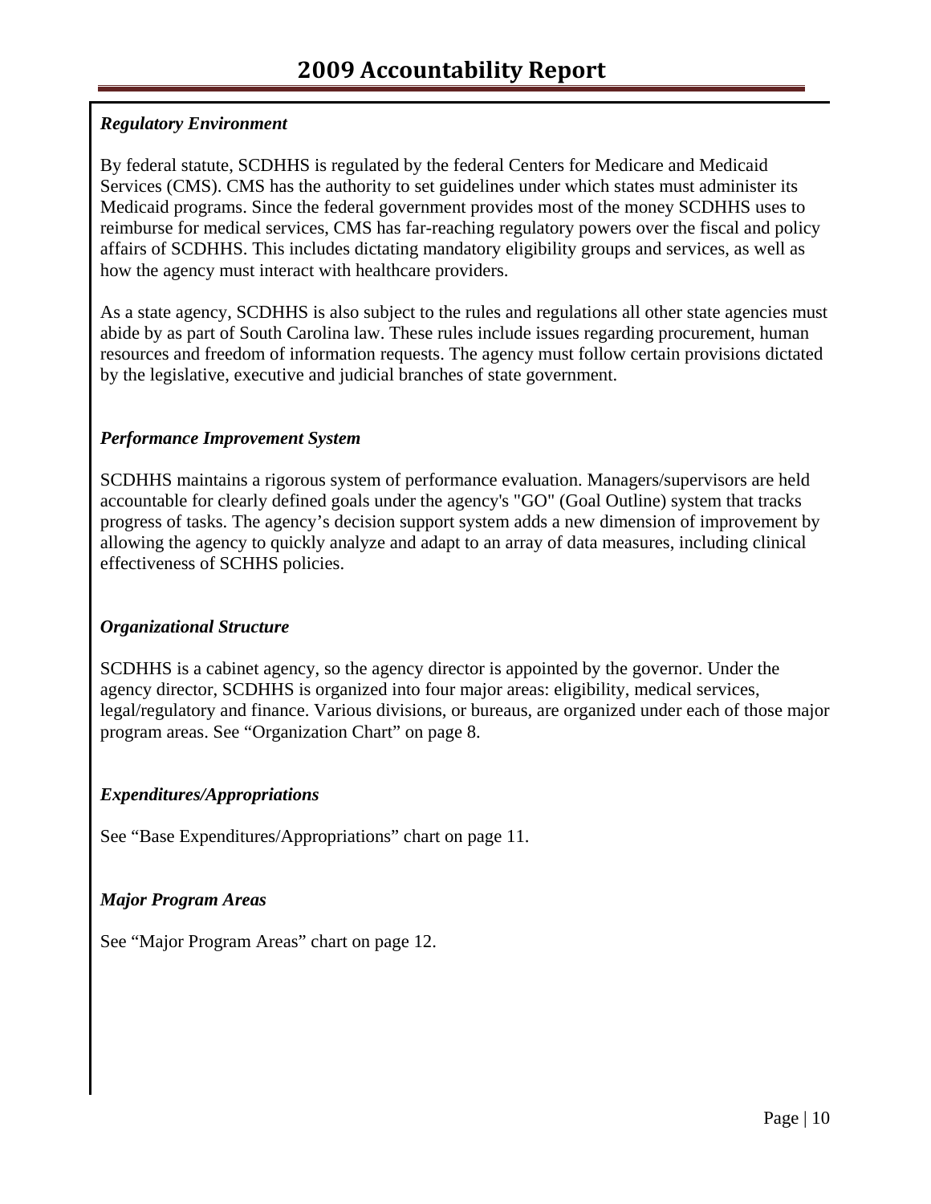### *Regulatory Environment*

By federal statute, SCDHHS is regulated by the federal Centers for Medicare and Medicaid Services (CMS). CMS has the authority to set guidelines under which states must administer its Medicaid programs. Since the federal government provides most of the money SCDHHS uses to reimburse for medical services, CMS has far-reaching regulatory powers over the fiscal and policy affairs of SCDHHS. This includes dictating mandatory eligibility groups and services, as well as how the agency must interact with healthcare providers.

As a state agency, SCDHHS is also subject to the rules and regulations all other state agencies must abide by as part of South Carolina law. These rules include issues regarding procurement, human resources and freedom of information requests. The agency must follow certain provisions dictated by the legislative, executive and judicial branches of state government.

### *Performance Improvement System*

SCDHHS maintains a rigorous system of performance evaluation. Managers/supervisors are held accountable for clearly defined goals under the agency's "GO" (Goal Outline) system that tracks progress of tasks. The agency's decision support system adds a new dimension of improvement by allowing the agency to quickly analyze and adapt to an array of data measures, including clinical effectiveness of SCHHS policies.

### *Organizational Structure*

SCDHHS is a cabinet agency, so the agency director is appointed by the governor. Under the agency director, SCDHHS is organized into four major areas: eligibility, medical services, legal/regulatory and finance. Various divisions, or bureaus, are organized under each of those major program areas. See "Organization Chart" on page 8.

### *Expenditures/Appropriations*

See "Base Expenditures/Appropriations" chart on page 11.

### *Major Program Areas*

See "Major Program Areas" chart on page 12.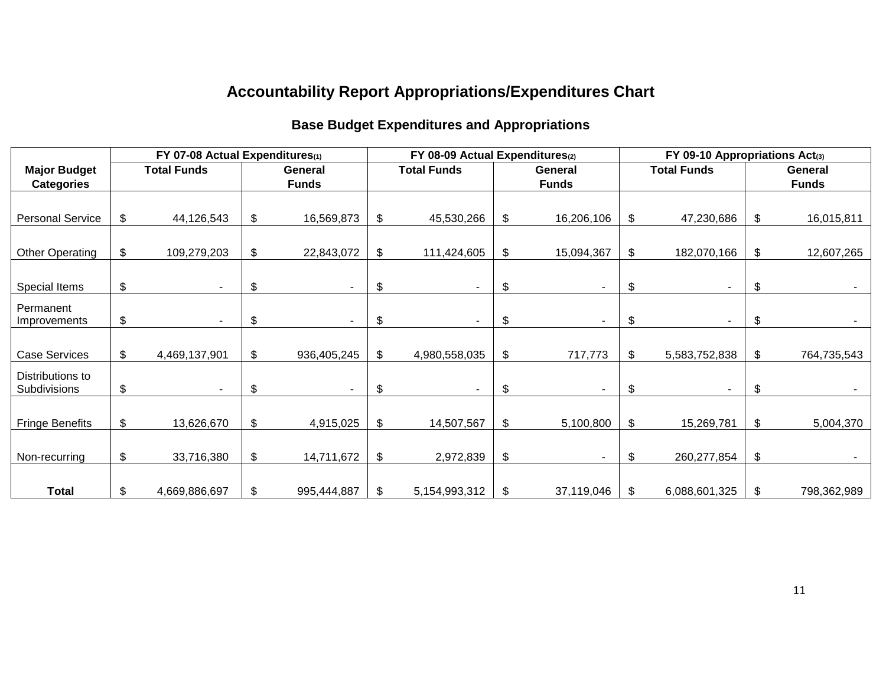# Accountability Report Appropriations/Expenditures Chart

## Base Budget Expenditures and Appropriations

| Major Budget Categories | FY 07-08 Actual Expenditures[1] | | FY 08-09 Actual Expenditures[2] | | FY 09-10 Appropriations Act[3] | |
|---|---|---|---|---|---|---|
| | Total Funds | General Funds | Total Funds | General Funds | Total Funds | General Funds |
| Personal Service | $ 44,126,543 | $ 16,569,873 | $ 45,530,266 | $ 16,206,106 | $ 47,230,686 | $ 16,015,811 |
| Other Operating | $ 109,279,203 | $ 22,843,072 | $ 111,424,605 | $ 15,094,367 | $ 182,070,166 | $ 12,607,265 |
| Special Items | $ - | $ - | $ - | $ - | $ - | $ - |
| Permanent Improvements | $ - | $ - | $ - | $ - | $ - | $ - |
| Case Services | $ 4,469,137,901 | $ 936,405,245 | $ 4,980,558,035 | $ 717,773 | $ 5,583,752,838 | $ 764,735,543 |
| Distributions to Subdivisions | $ - | $ - | $ - | $ - | $ - | $ - |
| Fringe Benefits | $ 13,626,670 | $ 4,915,025 | $ 14,507,567 | $ 5,100,800 | $ 15,269,781 | $ 5,004,370 |
| Non-recurring | $ 33,716,380 | $ 14,711,672 | $ 2,972,839 | $ - | $ 260,277,854 | $ - |
| **Total** | $ 4,669,886,697 | $ 995,444,887 | $ 5,154,993,312 | $ 37,119,046 | $ 6,088,601,325 | $ 798,362,989 |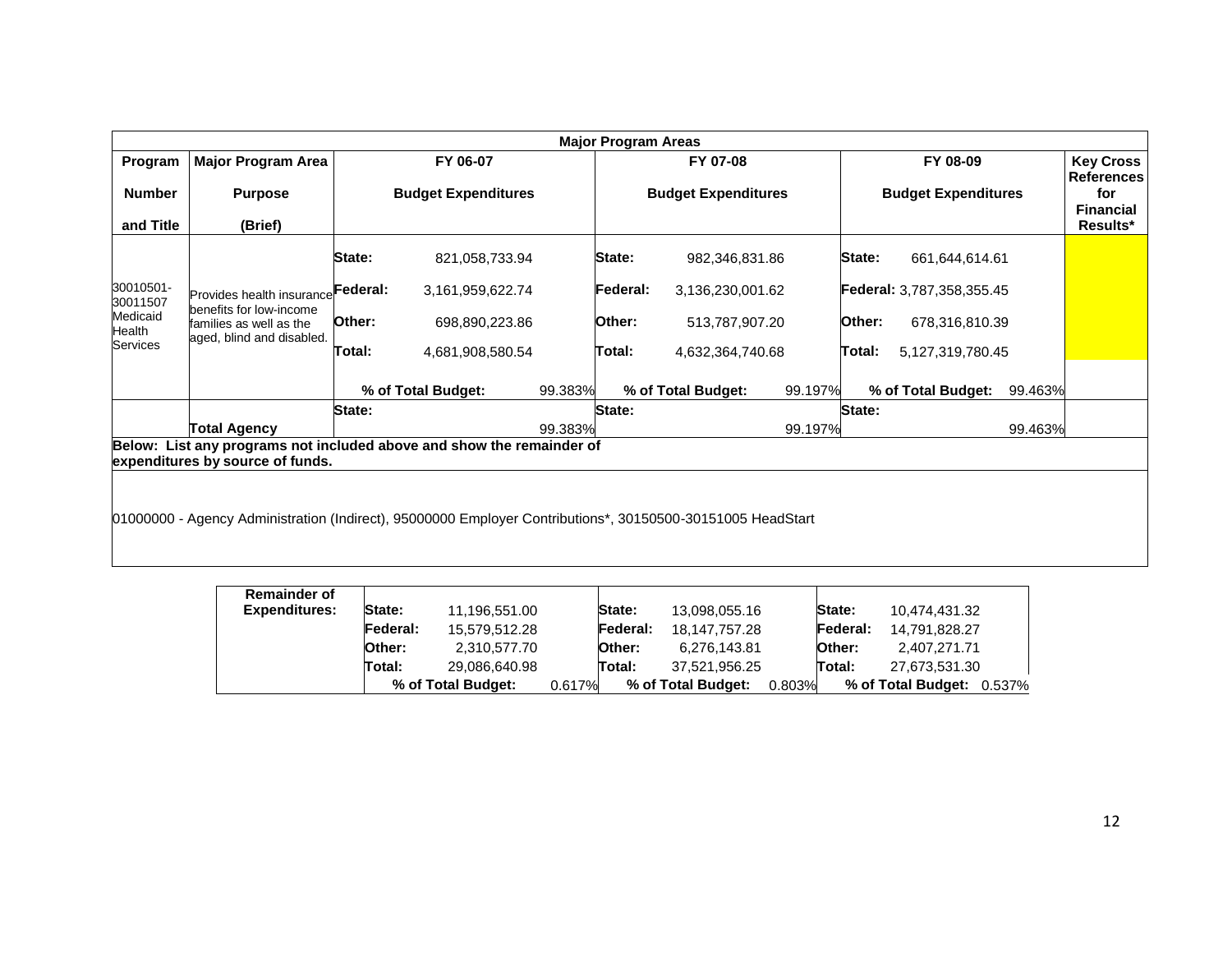**Major Program Areas**

| Program Number and Title | Major Program Area Purpose (Brief) | FY 06-07 Budget Expenditures | | | FY 07-08 Budget Expenditures | | | FY 08-09 Budget Expenditures | | | Key Cross References for Financial Results* |
|---|---|---|---|---|---|---|---|---|---|---|---|
| 30010501-30011507 Medicaid Health Services | Provides health insurance benefits for low-income families as well as the aged, blind and disabled. | State: | 821,058,733.94 | | State: | 982,346,831.86 | | State: | 661,644,614.61 | | |
| | | Federal: | 3,161,959,622.74 | | Federal: | 3,136,230,001.62 | | Federal: | 3,787,358,355.45 | | |
| | | Other: | 698,890,223.86 | | Other: | 513,787,907.20 | | Other: | 678,316,810.39 | | |
| | | Total: | 4,681,908,580.54 | | Total: | 4,632,364,740.68 | | Total: | 5,127,319,780.45 | | |
| | | % of Total Budget: | | 99.383% | % of Total Budget: | | 99.197% | % of Total Budget: | | 99.463% | |
| | Total Agency | State: | | 99.383% | State: | | 99.197% | State: | | 99.463% | |

**Below: List any programs not included above and show the remainder of expenditures by source of funds.**

01000000 - Agency Administration (Indirect), 95000000 Employer Contributions*, 30150500-30151005 HeadStart

| Remainder of Expenditures: | FY 06-07 | | | FY 07-08 | | | FY 08-09 | | |
|---|---|---|---|---|---|---|---|---|---|
| | State: | 11,196,551.00 | | State: | 13,098,055.16 | | State: | 10,474,431.32 | |
| | Federal: | 15,579,512.28 | | Federal: | 18,147,757.28 | | Federal: | 14,791,828.27 | |
| | Other: | 2,310,577.70 | | Other: | 6,276,143.81 | | Other: | 2,407,271.71 | |
| | Total: | 29,086,640.98 | | Total: | 37,521,956.25 | | Total: | 27,673,531.30 | |
| | % of Total Budget: | | 0.617% | % of Total Budget: | | 0.803% | % of Total Budget: | | 0.537% |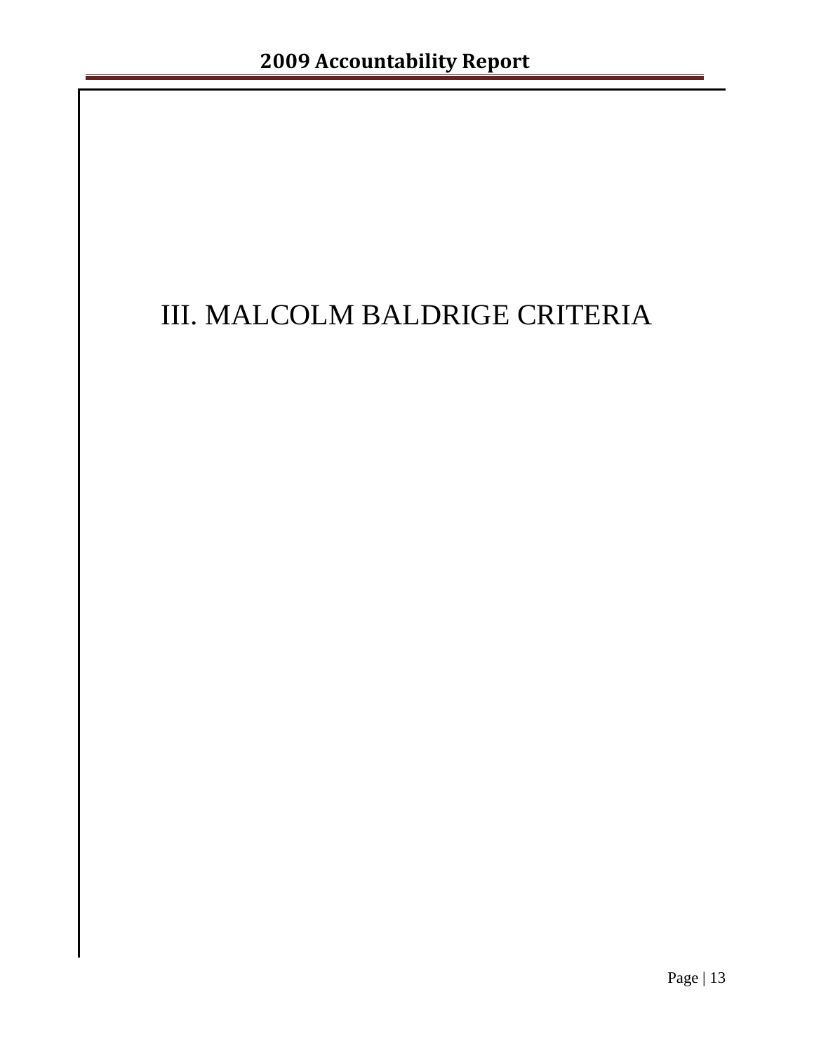# III. MALCOLM BALDRIGE CRITERIA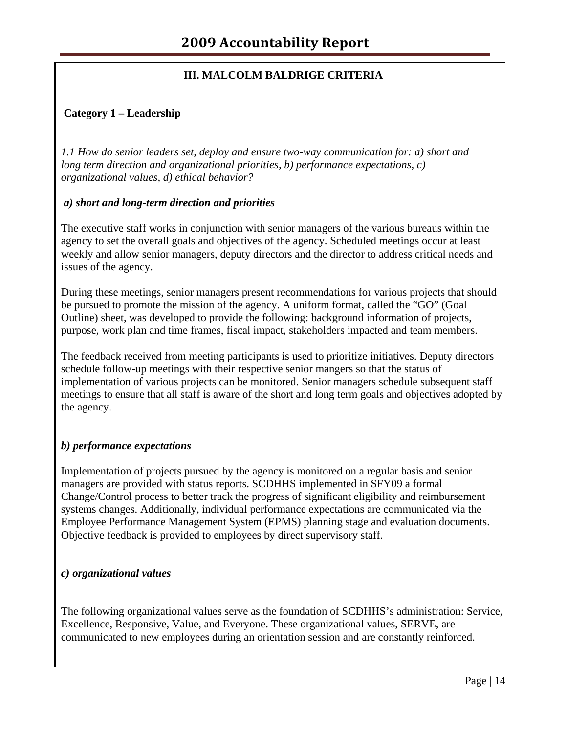## III. MALCOLM BALDRIGE CRITERIA

### Category 1 – Leadership

*1.1 How do senior leaders set, deploy and ensure two-way communication for: a) short and long term direction and organizational priorities, b) performance expectations, c) organizational values, d) ethical behavior?*

***a) short and long-term direction and priorities***

The executive staff works in conjunction with senior managers of the various bureaus within the agency to set the overall goals and objectives of the agency. Scheduled meetings occur at least weekly and allow senior managers, deputy directors and the director to address critical needs and issues of the agency.

During these meetings, senior managers present recommendations for various projects that should be pursued to promote the mission of the agency. A uniform format, called the "GO" (Goal Outline) sheet, was developed to provide the following: background information of projects, purpose, work plan and time frames, fiscal impact, stakeholders impacted and team members.

The feedback received from meeting participants is used to prioritize initiatives. Deputy directors schedule follow-up meetings with their respective senior mangers so that the status of implementation of various projects can be monitored. Senior managers schedule subsequent staff meetings to ensure that all staff is aware of the short and long term goals and objectives adopted by the agency.

***b) performance expectations***

Implementation of projects pursued by the agency is monitored on a regular basis and senior managers are provided with status reports. SCDHHS implemented in SFY09 a formal Change/Control process to better track the progress of significant eligibility and reimbursement systems changes. Additionally, individual performance expectations are communicated via the Employee Performance Management System (EPMS) planning stage and evaluation documents. Objective feedback is provided to employees by direct supervisory staff.

***c) organizational values***

The following organizational values serve as the foundation of SCDHHS's administration: Service, Excellence, Responsive, Value, and Everyone. These organizational values, SERVE, are communicated to new employees during an orientation session and are constantly reinforced.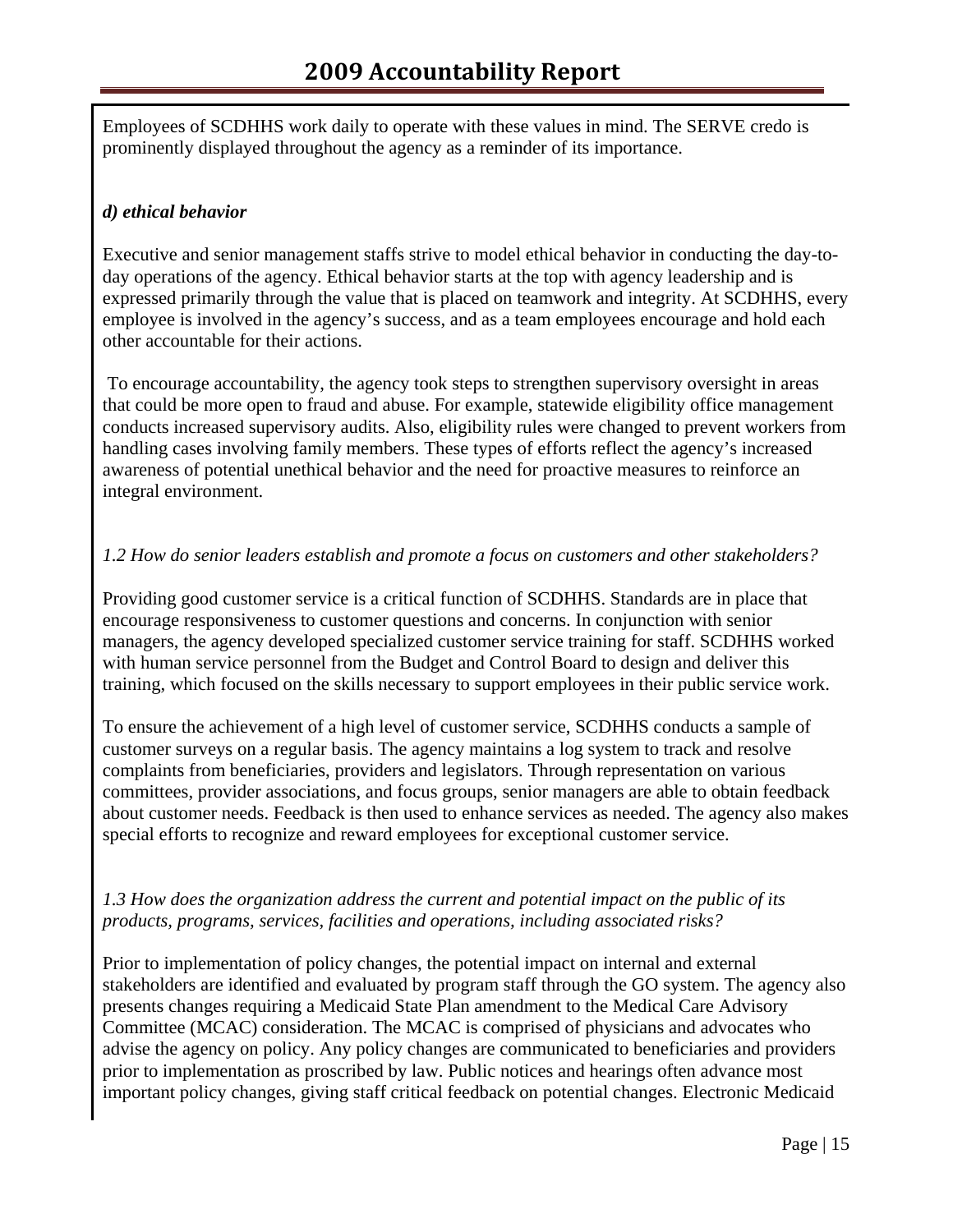Employees of SCDHHS work daily to operate with these values in mind. The SERVE credo is prominently displayed throughout the agency as a reminder of its importance.

***d) ethical behavior***

Executive and senior management staffs strive to model ethical behavior in conducting the day-to-day operations of the agency. Ethical behavior starts at the top with agency leadership and is expressed primarily through the value that is placed on teamwork and integrity. At SCDHHS, every employee is involved in the agency's success, and as a team employees encourage and hold each other accountable for their actions.

To encourage accountability, the agency took steps to strengthen supervisory oversight in areas that could be more open to fraud and abuse. For example, statewide eligibility office management conducts increased supervisory audits. Also, eligibility rules were changed to prevent workers from handling cases involving family members. These types of efforts reflect the agency's increased awareness of potential unethical behavior and the need for proactive measures to reinforce an integral environment.

*1.2 How do senior leaders establish and promote a focus on customers and other stakeholders?*

Providing good customer service is a critical function of SCDHHS. Standards are in place that encourage responsiveness to customer questions and concerns. In conjunction with senior managers, the agency developed specialized customer service training for staff. SCDHHS worked with human service personnel from the Budget and Control Board to design and deliver this training, which focused on the skills necessary to support employees in their public service work.

To ensure the achievement of a high level of customer service, SCDHHS conducts a sample of customer surveys on a regular basis. The agency maintains a log system to track and resolve complaints from beneficiaries, providers and legislators. Through representation on various committees, provider associations, and focus groups, senior managers are able to obtain feedback about customer needs. Feedback is then used to enhance services as needed. The agency also makes special efforts to recognize and reward employees for exceptional customer service.

*1.3 How does the organization address the current and potential impact on the public of its products, programs, services, facilities and operations, including associated risks?*

Prior to implementation of policy changes, the potential impact on internal and external stakeholders are identified and evaluated by program staff through the GO system. The agency also presents changes requiring a Medicaid State Plan amendment to the Medical Care Advisory Committee (MCAC) consideration. The MCAC is comprised of physicians and advocates who advise the agency on policy. Any policy changes are communicated to beneficiaries and providers prior to implementation as proscribed by law. Public notices and hearings often advance most important policy changes, giving staff critical feedback on potential changes. Electronic Medicaid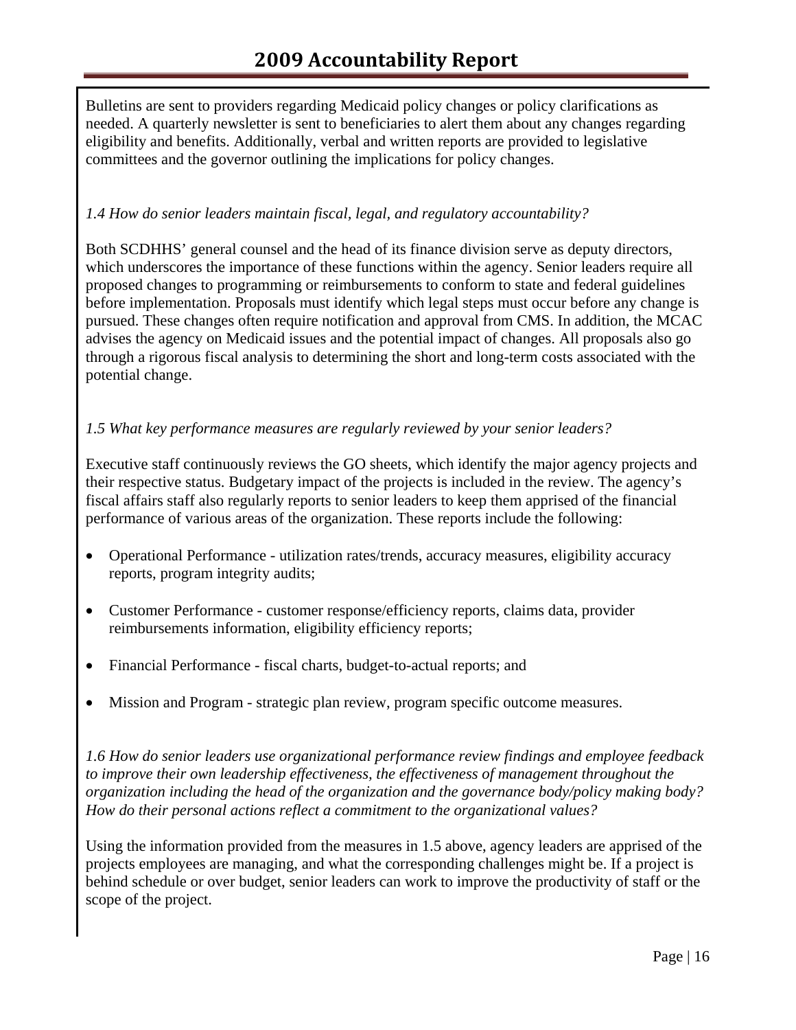Bulletins are sent to providers regarding Medicaid policy changes or policy clarifications as needed. A quarterly newsletter is sent to beneficiaries to alert them about any changes regarding eligibility and benefits. Additionally, verbal and written reports are provided to legislative committees and the governor outlining the implications for policy changes.

*1.4 How do senior leaders maintain fiscal, legal, and regulatory accountability?*

Both SCDHHS' general counsel and the head of its finance division serve as deputy directors, which underscores the importance of these functions within the agency. Senior leaders require all proposed changes to programming or reimbursements to conform to state and federal guidelines before implementation. Proposals must identify which legal steps must occur before any change is pursued. These changes often require notification and approval from CMS. In addition, the MCAC advises the agency on Medicaid issues and the potential impact of changes. All proposals also go through a rigorous fiscal analysis to determining the short and long-term costs associated with the potential change.

*1.5 What key performance measures are regularly reviewed by your senior leaders?*

Executive staff continuously reviews the GO sheets, which identify the major agency projects and their respective status. Budgetary impact of the projects is included in the review. The agency's fiscal affairs staff also regularly reports to senior leaders to keep them apprised of the financial performance of various areas of the organization. These reports include the following:

- Operational Performance - utilization rates/trends, accuracy measures, eligibility accuracy reports, program integrity audits;
- Customer Performance - customer response/efficiency reports, claims data, provider reimbursements information, eligibility efficiency reports;
- Financial Performance - fiscal charts, budget-to-actual reports; and
- Mission and Program - strategic plan review, program specific outcome measures.

*1.6 How do senior leaders use organizational performance review findings and employee feedback to improve their own leadership effectiveness, the effectiveness of management throughout the organization including the head of the organization and the governance body/policy making body? How do their personal actions reflect a commitment to the organizational values?*

Using the information provided from the measures in 1.5 above, agency leaders are apprised of the projects employees are managing, and what the corresponding challenges might be. If a project is behind schedule or over budget, senior leaders can work to improve the productivity of staff or the scope of the project.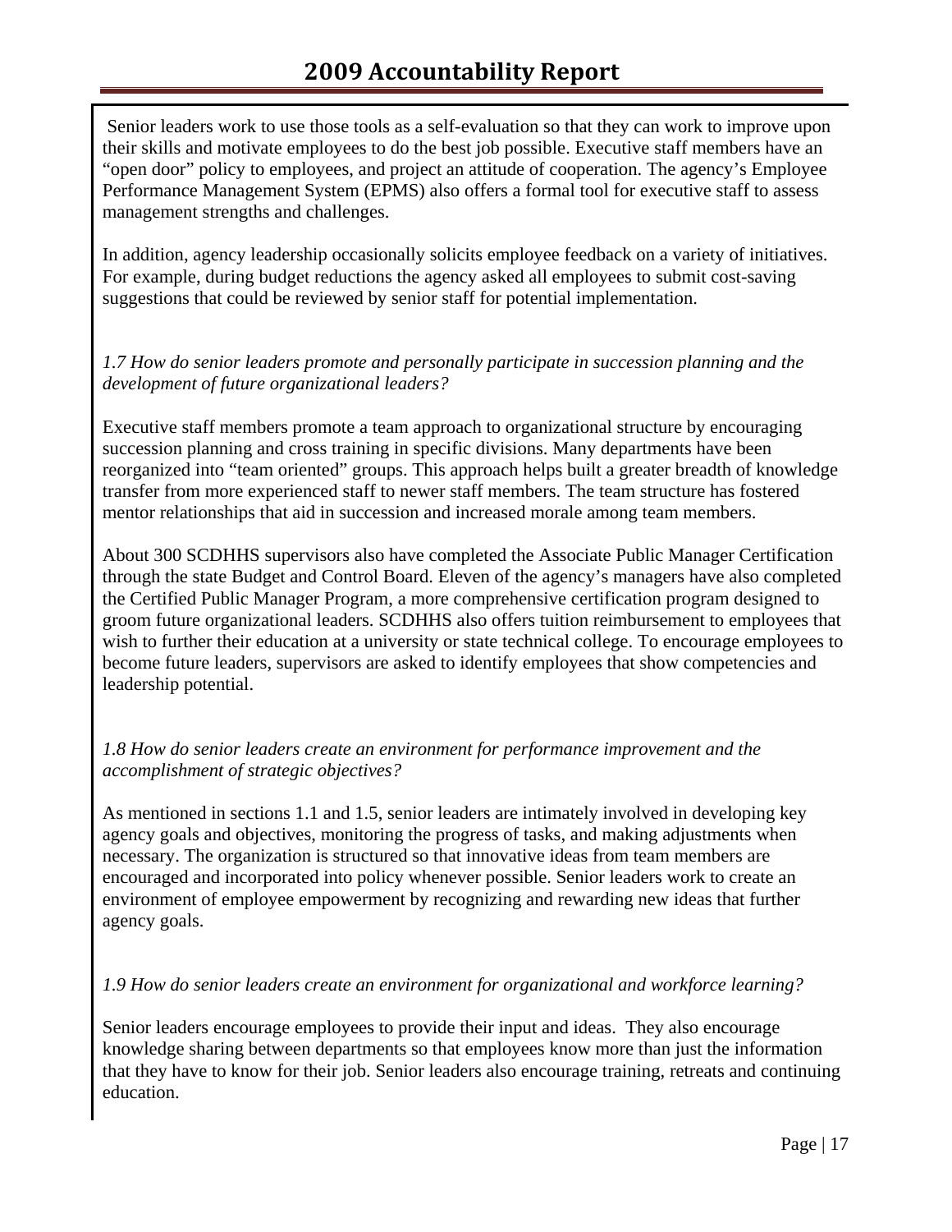Senior leaders work to use those tools as a self-evaluation so that they can work to improve upon their skills and motivate employees to do the best job possible. Executive staff members have an "open door" policy to employees, and project an attitude of cooperation. The agency's Employee Performance Management System (EPMS) also offers a formal tool for executive staff to assess management strengths and challenges.

In addition, agency leadership occasionally solicits employee feedback on a variety of initiatives. For example, during budget reductions the agency asked all employees to submit cost-saving suggestions that could be reviewed by senior staff for potential implementation.

*1.7 How do senior leaders promote and personally participate in succession planning and the development of future organizational leaders?*

Executive staff members promote a team approach to organizational structure by encouraging succession planning and cross training in specific divisions. Many departments have been reorganized into "team oriented" groups. This approach helps built a greater breadth of knowledge transfer from more experienced staff to newer staff members. The team structure has fostered mentor relationships that aid in succession and increased morale among team members.

About 300 SCDHHS supervisors also have completed the Associate Public Manager Certification through the state Budget and Control Board. Eleven of the agency's managers have also completed the Certified Public Manager Program, a more comprehensive certification program designed to groom future organizational leaders. SCDHHS also offers tuition reimbursement to employees that wish to further their education at a university or state technical college. To encourage employees to become future leaders, supervisors are asked to identify employees that show competencies and leadership potential.

*1.8 How do senior leaders create an environment for performance improvement and the accomplishment of strategic objectives?*

As mentioned in sections 1.1 and 1.5, senior leaders are intimately involved in developing key agency goals and objectives, monitoring the progress of tasks, and making adjustments when necessary. The organization is structured so that innovative ideas from team members are encouraged and incorporated into policy whenever possible. Senior leaders work to create an environment of employee empowerment by recognizing and rewarding new ideas that further agency goals.

*1.9 How do senior leaders create an environment for organizational and workforce learning?*

Senior leaders encourage employees to provide their input and ideas. They also encourage knowledge sharing between departments so that employees know more than just the information that they have to know for their job. Senior leaders also encourage training, retreats and continuing education.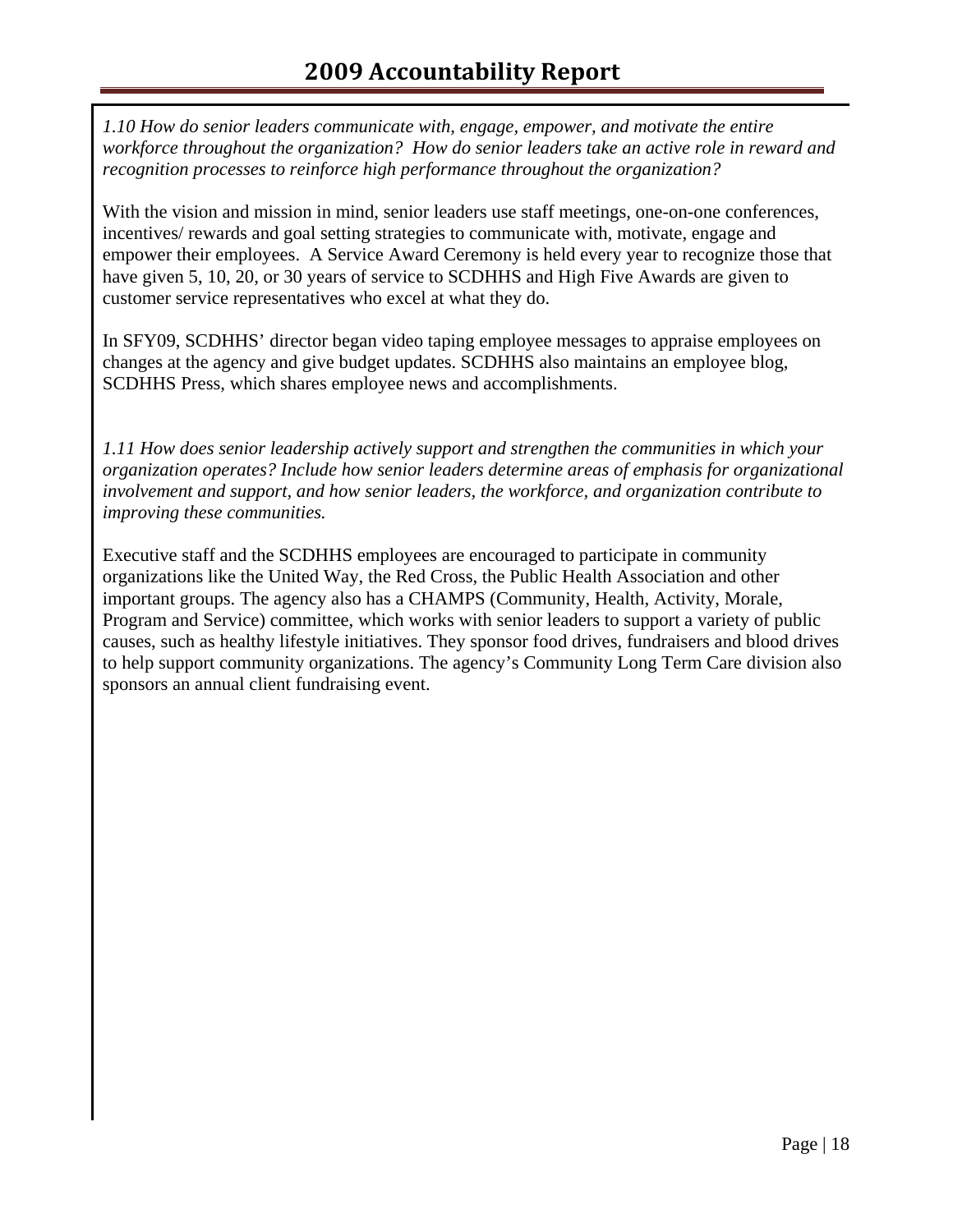*1.10 How do senior leaders communicate with, engage, empower, and motivate the entire workforce throughout the organization? How do senior leaders take an active role in reward and recognition processes to reinforce high performance throughout the organization?*

With the vision and mission in mind, senior leaders use staff meetings, one-on-one conferences, incentives/ rewards and goal setting strategies to communicate with, motivate, engage and empower their employees. A Service Award Ceremony is held every year to recognize those that have given 5, 10, 20, or 30 years of service to SCDHHS and High Five Awards are given to customer service representatives who excel at what they do.

In SFY09, SCDHHS' director began video taping employee messages to appraise employees on changes at the agency and give budget updates. SCDHHS also maintains an employee blog, SCDHHS Press, which shares employee news and accomplishments.

*1.11 How does senior leadership actively support and strengthen the communities in which your organization operates? Include how senior leaders determine areas of emphasis for organizational involvement and support, and how senior leaders, the workforce, and organization contribute to improving these communities.*

Executive staff and the SCDHHS employees are encouraged to participate in community organizations like the United Way, the Red Cross, the Public Health Association and other important groups. The agency also has a CHAMPS (Community, Health, Activity, Morale, Program and Service) committee, which works with senior leaders to support a variety of public causes, such as healthy lifestyle initiatives. They sponsor food drives, fundraisers and blood drives to help support community organizations. The agency's Community Long Term Care division also sponsors an annual client fundraising event.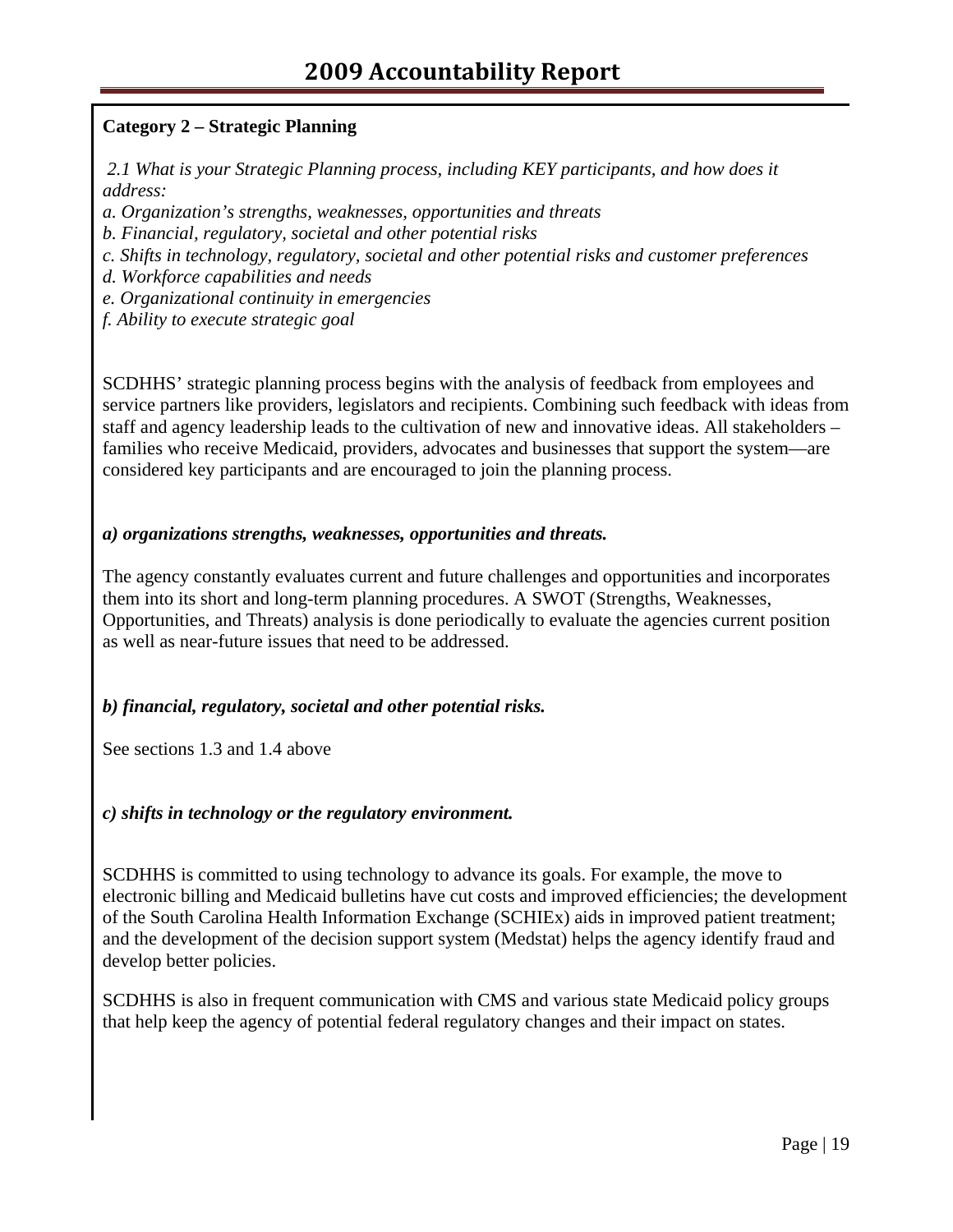**Category 2 – Strategic Planning**

*2.1 What is your Strategic Planning process, including KEY participants, and how does it address:*

*a. Organization's strengths, weaknesses, opportunities and threats*

*b. Financial, regulatory, societal and other potential risks*

*c. Shifts in technology, regulatory, societal and other potential risks and customer preferences*

*d. Workforce capabilities and needs*

*e. Organizational continuity in emergencies*

*f. Ability to execute strategic goal*

SCDHHS' strategic planning process begins with the analysis of feedback from employees and service partners like providers, legislators and recipients. Combining such feedback with ideas from staff and agency leadership leads to the cultivation of new and innovative ideas. All stakeholders – families who receive Medicaid, providers, advocates and businesses that support the system—are considered key participants and are encouraged to join the planning process.

***a) organizations strengths, weaknesses, opportunities and threats.***

The agency constantly evaluates current and future challenges and opportunities and incorporates them into its short and long-term planning procedures. A SWOT (Strengths, Weaknesses, Opportunities, and Threats) analysis is done periodically to evaluate the agencies current position as well as near-future issues that need to be addressed.

***b) financial, regulatory, societal and other potential risks.***

See sections 1.3 and 1.4 above

***c) shifts in technology or the regulatory environment.***

SCDHHS is committed to using technology to advance its goals. For example, the move to electronic billing and Medicaid bulletins have cut costs and improved efficiencies; the development of the South Carolina Health Information Exchange (SCHIEx) aids in improved patient treatment; and the development of the decision support system (Medstat) helps the agency identify fraud and develop better policies.

SCDHHS is also in frequent communication with CMS and various state Medicaid policy groups that help keep the agency of potential federal regulatory changes and their impact on states.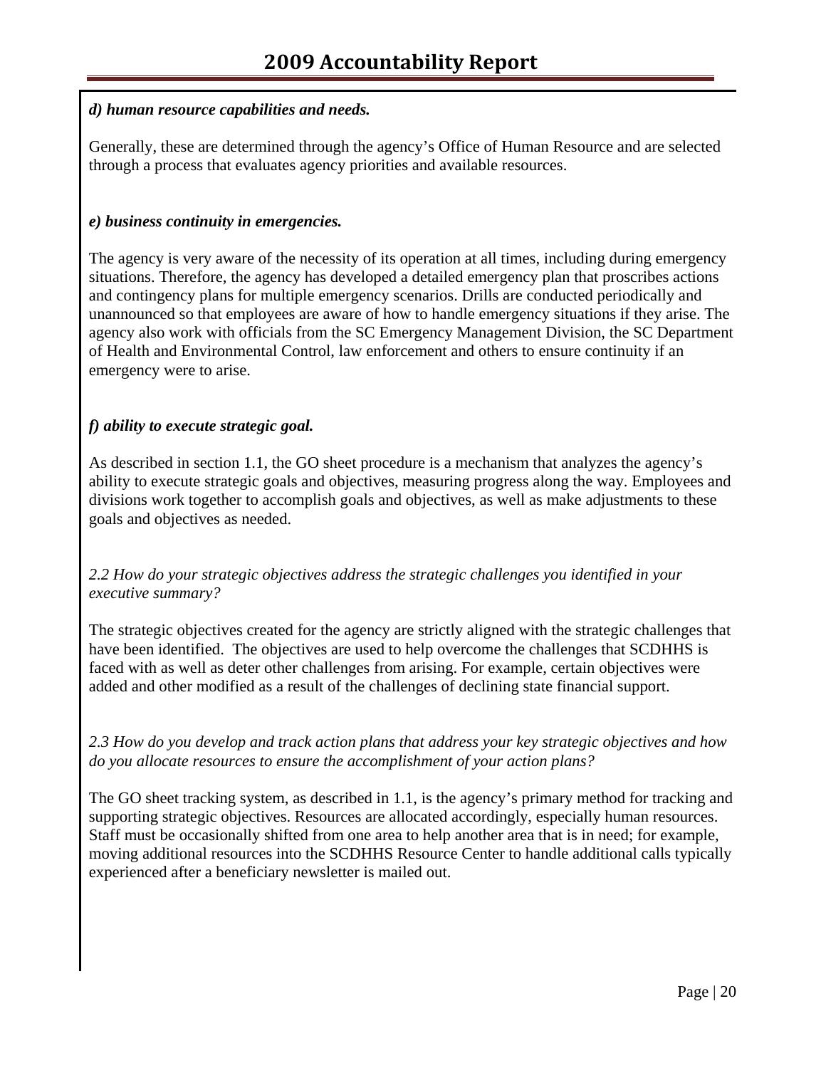***d) human resource capabilities and needs.***

Generally, these are determined through the agency's Office of Human Resource and are selected through a process that evaluates agency priorities and available resources.

***e) business continuity in emergencies.***

The agency is very aware of the necessity of its operation at all times, including during emergency situations. Therefore, the agency has developed a detailed emergency plan that proscribes actions and contingency plans for multiple emergency scenarios. Drills are conducted periodically and unannounced so that employees are aware of how to handle emergency situations if they arise. The agency also work with officials from the SC Emergency Management Division, the SC Department of Health and Environmental Control, law enforcement and others to ensure continuity if an emergency were to arise.

***f) ability to execute strategic goal.***

As described in section 1.1, the GO sheet procedure is a mechanism that analyzes the agency's ability to execute strategic goals and objectives, measuring progress along the way. Employees and divisions work together to accomplish goals and objectives, as well as make adjustments to these goals and objectives as needed.

*2.2 How do your strategic objectives address the strategic challenges you identified in your executive summary?*

The strategic objectives created for the agency are strictly aligned with the strategic challenges that have been identified. The objectives are used to help overcome the challenges that SCDHHS is faced with as well as deter other challenges from arising. For example, certain objectives were added and other modified as a result of the challenges of declining state financial support.

*2.3 How do you develop and track action plans that address your key strategic objectives and how do you allocate resources to ensure the accomplishment of your action plans?*

The GO sheet tracking system, as described in 1.1, is the agency's primary method for tracking and supporting strategic objectives. Resources are allocated accordingly, especially human resources. Staff must be occasionally shifted from one area to help another area that is in need; for example, moving additional resources into the SCDHHS Resource Center to handle additional calls typically experienced after a beneficiary newsletter is mailed out.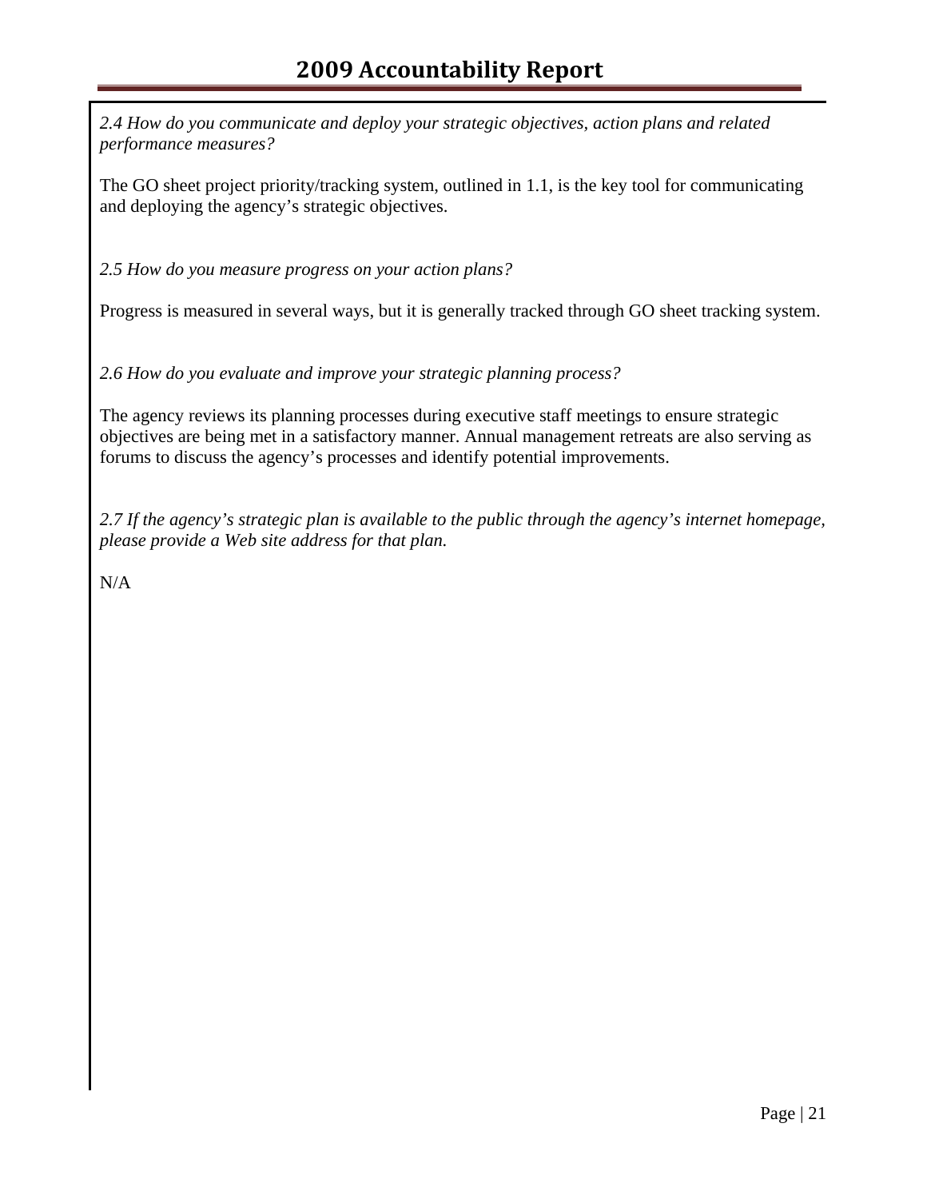*2.4 How do you communicate and deploy your strategic objectives, action plans and related performance measures?*

The GO sheet project priority/tracking system, outlined in 1.1, is the key tool for communicating and deploying the agency's strategic objectives.

*2.5 How do you measure progress on your action plans?*

Progress is measured in several ways, but it is generally tracked through GO sheet tracking system.

*2.6 How do you evaluate and improve your strategic planning process?*

The agency reviews its planning processes during executive staff meetings to ensure strategic objectives are being met in a satisfactory manner. Annual management retreats are also serving as forums to discuss the agency's processes and identify potential improvements.

*2.7 If the agency's strategic plan is available to the public through the agency's internet homepage, please provide a Web site address for that plan.*

N/A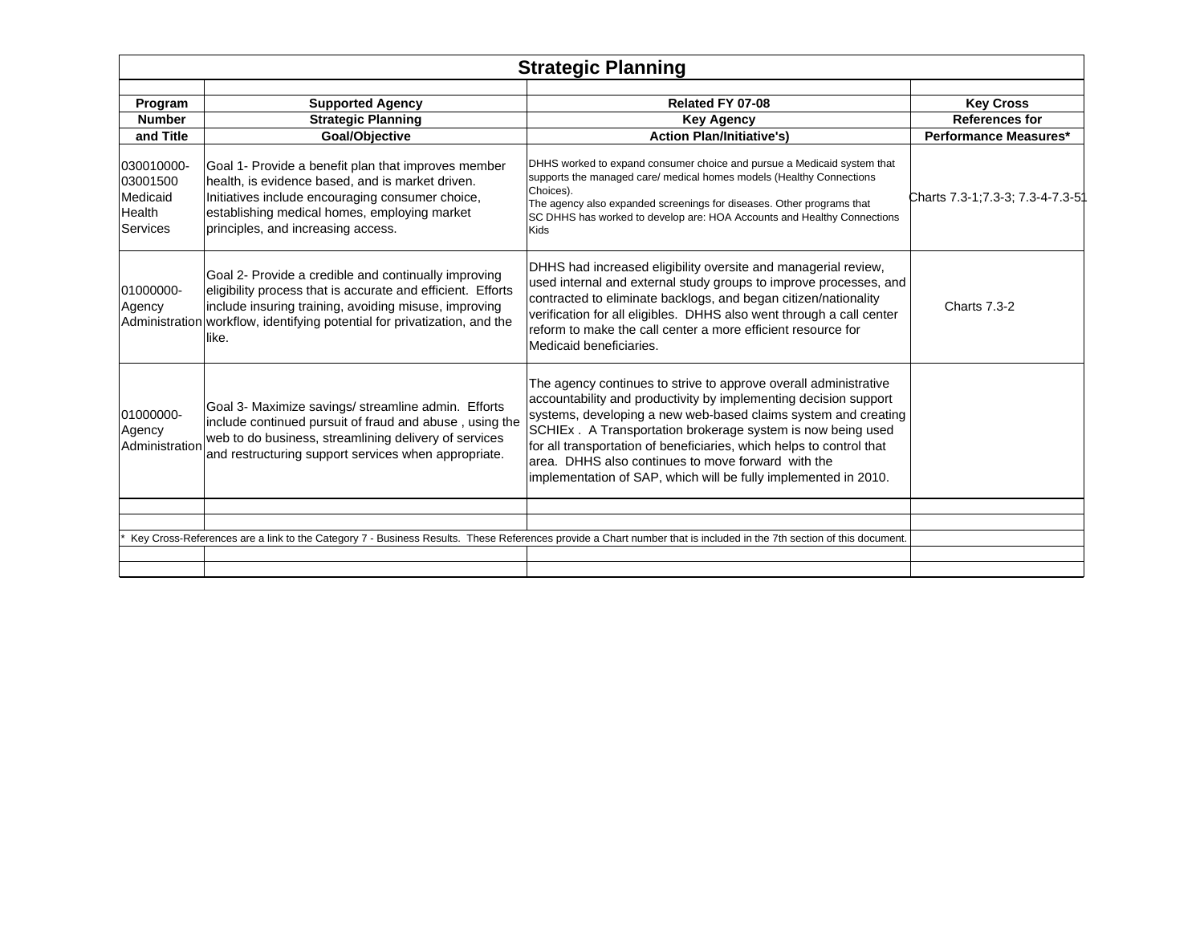# Strategic Planning

| Program Number and Title | Supported Agency Strategic Planning Goal/Objective | Related FY 07-08 Key Agency Action Plan/Initiative's) | Key Cross References for Performance Measures* |
|---|---|---|---|
| 030010000-03001500 Medicaid Health Services | Goal 1- Provide a benefit plan that improves member health, is evidence based, and is market driven. Initiatives include encouraging consumer choice, establishing medical homes, employing market principles, and increasing access. | DHHS worked to expand consumer choice and pursue a Medicaid system that supports the managed care/ medical homes models (Healthy Connections Choices). The agency also expanded screenings for diseases. Other programs that SC DHHS has worked to develop are: HOA Accounts and Healthy Connections Kids | Charts 7.3-1;7.3-3; 7.3-4-7.3-51 |
| 01000000-Agency Administration | Goal 2- Provide a credible and continually improving eligibility process that is accurate and efficient. Efforts include insuring training, avoiding misuse, improving workflow, identifying potential for privatization, and the like. | DHHS had increased eligibility oversite and managerial review, used internal and external study groups to improve processes, and contracted to eliminate backlogs, and began citizen/nationality verification for all eligibles. DHHS also went through a call center reform to make the call center a more efficient resource for Medicaid beneficiaries. | Charts 7.3-2 |
| 01000000-Agency Administration | Goal 3- Maximize savings/ streamline admin. Efforts include continued pursuit of fraud and abuse , using the web to do business, streamlining delivery of services and restructuring support services when appropriate. | The agency continues to strive to approve overall administrative accountability and productivity by implementing decision support systems, developing a new web-based claims system and creating SCHIEx . A Transportation brokerage system is now being used for all transportation of beneficiaries, which helps to control that area. DHHS also continues to move forward with the implementation of SAP, which will be fully implemented in 2010. | |

* Key Cross-References are a link to the Category 7 - Business Results. These References provide a Chart number that is included in the 7th section of this document.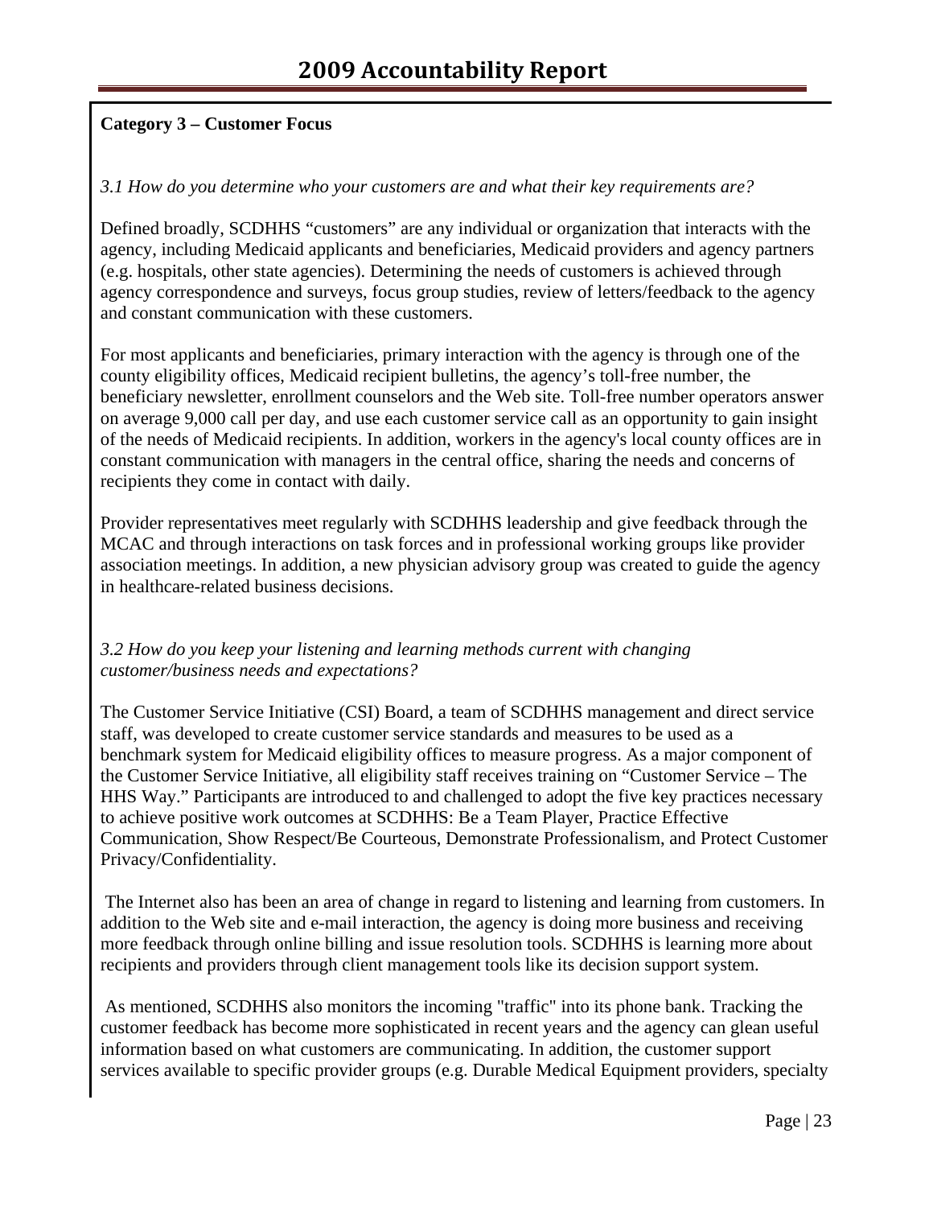**Category 3 – Customer Focus**

*3.1 How do you determine who your customers are and what their key requirements are?*

Defined broadly, SCDHHS "customers" are any individual or organization that interacts with the agency, including Medicaid applicants and beneficiaries, Medicaid providers and agency partners (e.g. hospitals, other state agencies). Determining the needs of customers is achieved through agency correspondence and surveys, focus group studies, review of letters/feedback to the agency and constant communication with these customers.

For most applicants and beneficiaries, primary interaction with the agency is through one of the county eligibility offices, Medicaid recipient bulletins, the agency's toll-free number, the beneficiary newsletter, enrollment counselors and the Web site. Toll-free number operators answer on average 9,000 call per day, and use each customer service call as an opportunity to gain insight of the needs of Medicaid recipients. In addition, workers in the agency's local county offices are in constant communication with managers in the central office, sharing the needs and concerns of recipients they come in contact with daily.

Provider representatives meet regularly with SCDHHS leadership and give feedback through the MCAC and through interactions on task forces and in professional working groups like provider association meetings. In addition, a new physician advisory group was created to guide the agency in healthcare-related business decisions.

*3.2 How do you keep your listening and learning methods current with changing customer/business needs and expectations?*

The Customer Service Initiative (CSI) Board, a team of SCDHHS management and direct service staff, was developed to create customer service standards and measures to be used as a benchmark system for Medicaid eligibility offices to measure progress. As a major component of the Customer Service Initiative, all eligibility staff receives training on "Customer Service – The HHS Way." Participants are introduced to and challenged to adopt the five key practices necessary to achieve positive work outcomes at SCDHHS: Be a Team Player, Practice Effective Communication, Show Respect/Be Courteous, Demonstrate Professionalism, and Protect Customer Privacy/Confidentiality.

The Internet also has been an area of change in regard to listening and learning from customers. In addition to the Web site and e-mail interaction, the agency is doing more business and receiving more feedback through online billing and issue resolution tools. SCDHHS is learning more about recipients and providers through client management tools like its decision support system.

As mentioned, SCDHHS also monitors the incoming "traffic" into its phone bank. Tracking the customer feedback has become more sophisticated in recent years and the agency can glean useful information based on what customers are communicating. In addition, the customer support services available to specific provider groups (e.g. Durable Medical Equipment providers, specialty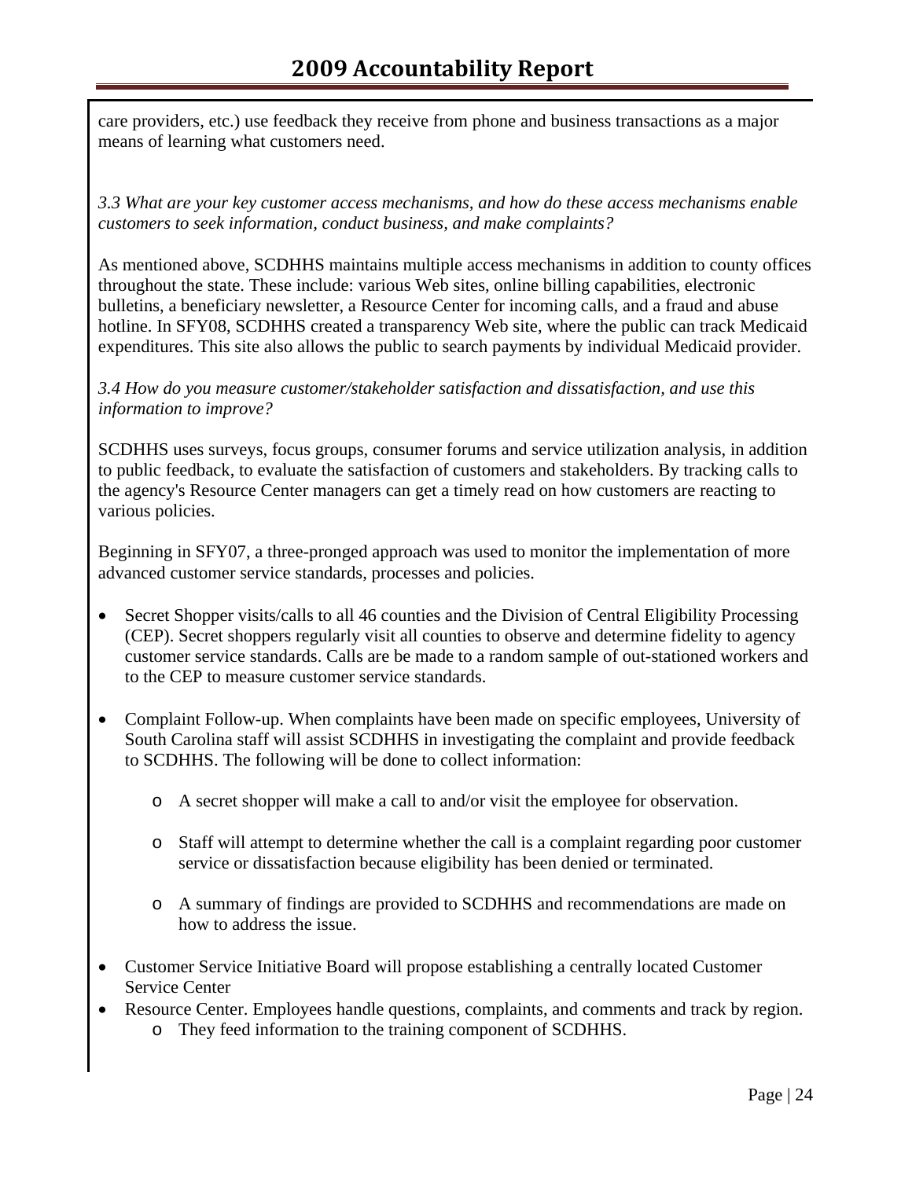care providers, etc.) use feedback they receive from phone and business transactions as a major means of learning what customers need.

*3.3 What are your key customer access mechanisms, and how do these access mechanisms enable customers to seek information, conduct business, and make complaints?*

As mentioned above, SCDHHS maintains multiple access mechanisms in addition to county offices throughout the state. These include: various Web sites, online billing capabilities, electronic bulletins, a beneficiary newsletter, a Resource Center for incoming calls, and a fraud and abuse hotline. In SFY08, SCDHHS created a transparency Web site, where the public can track Medicaid expenditures. This site also allows the public to search payments by individual Medicaid provider.

*3.4 How do you measure customer/stakeholder satisfaction and dissatisfaction, and use this information to improve?*

SCDHHS uses surveys, focus groups, consumer forums and service utilization analysis, in addition to public feedback, to evaluate the satisfaction of customers and stakeholders. By tracking calls to the agency's Resource Center managers can get a timely read on how customers are reacting to various policies.

Beginning in SFY07, a three-pronged approach was used to monitor the implementation of more advanced customer service standards, processes and policies.

- Secret Shopper visits/calls to all 46 counties and the Division of Central Eligibility Processing (CEP). Secret shoppers regularly visit all counties to observe and determine fidelity to agency customer service standards. Calls are be made to a random sample of out-stationed workers and to the CEP to measure customer service standards.

- Complaint Follow-up. When complaints have been made on specific employees, University of South Carolina staff will assist SCDHHS in investigating the complaint and provide feedback to SCDHHS. The following will be done to collect information:

  - A secret shopper will make a call to and/or visit the employee for observation.

  - Staff will attempt to determine whether the call is a complaint regarding poor customer service or dissatisfaction because eligibility has been denied or terminated.

  - A summary of findings are provided to SCDHHS and recommendations are made on how to address the issue.

- Customer Service Initiative Board will propose establishing a centrally located Customer Service Center
- Resource Center. Employees handle questions, complaints, and comments and track by region.
  - They feed information to the training component of SCDHHS.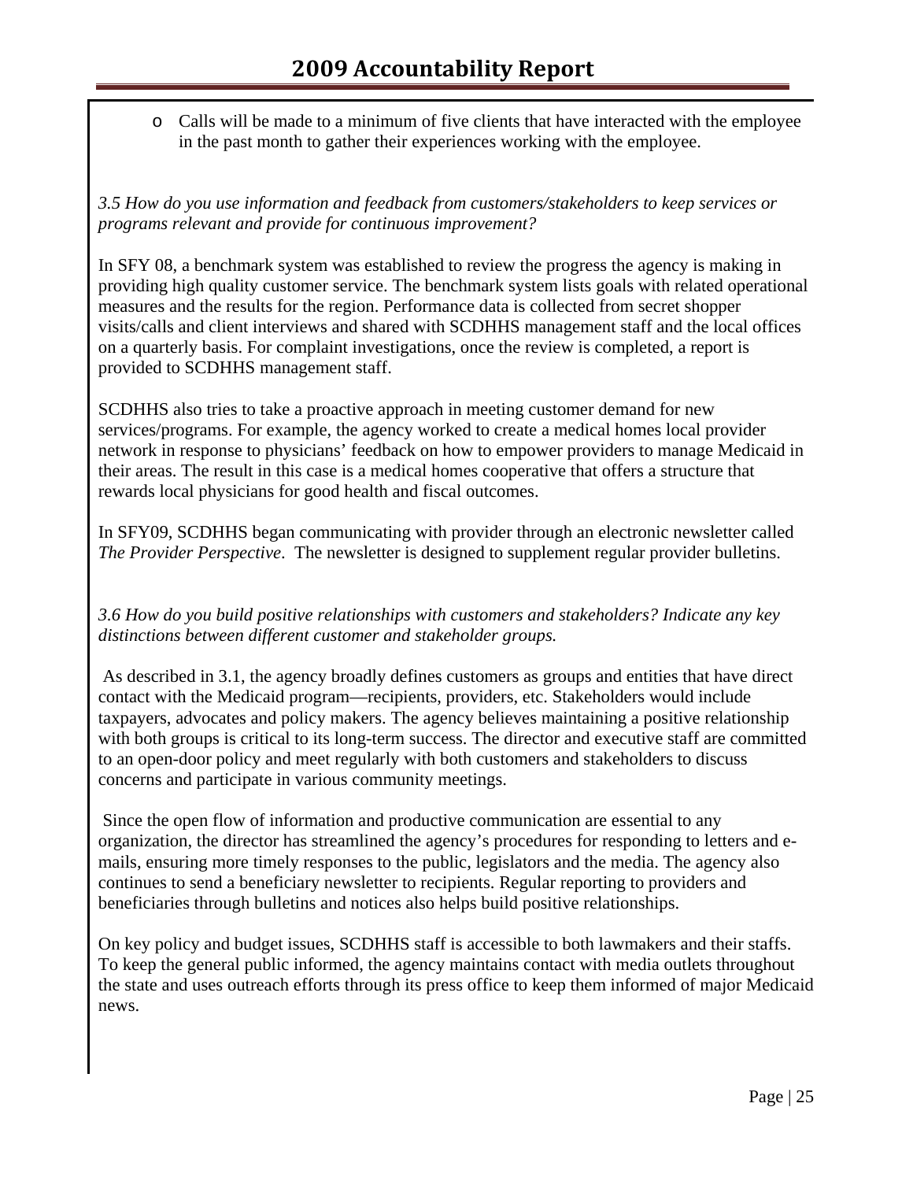- Calls will be made to a minimum of five clients that have interacted with the employee in the past month to gather their experiences working with the employee.

*3.5 How do you use information and feedback from customers/stakeholders to keep services or programs relevant and provide for continuous improvement?*

In SFY 08, a benchmark system was established to review the progress the agency is making in providing high quality customer service. The benchmark system lists goals with related operational measures and the results for the region. Performance data is collected from secret shopper visits/calls and client interviews and shared with SCDHHS management staff and the local offices on a quarterly basis. For complaint investigations, once the review is completed, a report is provided to SCDHHS management staff.

SCDHHS also tries to take a proactive approach in meeting customer demand for new services/programs. For example, the agency worked to create a medical homes local provider network in response to physicians' feedback on how to empower providers to manage Medicaid in their areas. The result in this case is a medical homes cooperative that offers a structure that rewards local physicians for good health and fiscal outcomes.

In SFY09, SCDHHS began communicating with provider through an electronic newsletter called *The Provider Perspective*. The newsletter is designed to supplement regular provider bulletins.

*3.6 How do you build positive relationships with customers and stakeholders? Indicate any key distinctions between different customer and stakeholder groups.*

As described in 3.1, the agency broadly defines customers as groups and entities that have direct contact with the Medicaid program—recipients, providers, etc. Stakeholders would include taxpayers, advocates and policy makers. The agency believes maintaining a positive relationship with both groups is critical to its long-term success. The director and executive staff are committed to an open-door policy and meet regularly with both customers and stakeholders to discuss concerns and participate in various community meetings.

Since the open flow of information and productive communication are essential to any organization, the director has streamlined the agency's procedures for responding to letters and e-mails, ensuring more timely responses to the public, legislators and the media. The agency also continues to send a beneficiary newsletter to recipients. Regular reporting to providers and beneficiaries through bulletins and notices also helps build positive relationships.

On key policy and budget issues, SCDHHS staff is accessible to both lawmakers and their staffs. To keep the general public informed, the agency maintains contact with media outlets throughout the state and uses outreach efforts through its press office to keep them informed of major Medicaid news.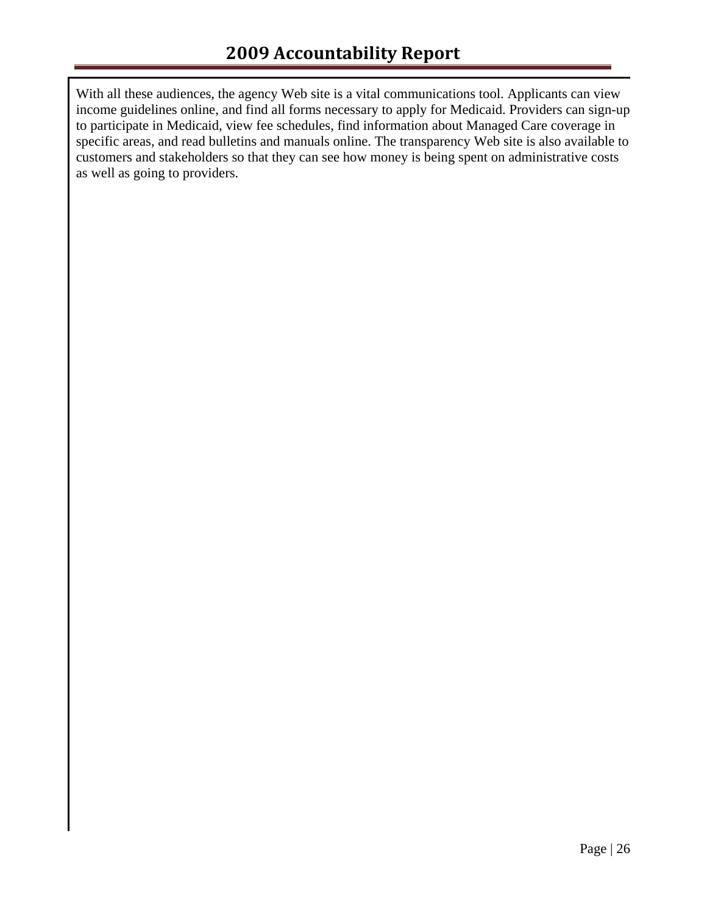With all these audiences, the agency Web site is a vital communications tool. Applicants can view income guidelines online, and find all forms necessary to apply for Medicaid. Providers can sign-up to participate in Medicaid, view fee schedules, find information about Managed Care coverage in specific areas, and read bulletins and manuals online. The transparency Web site is also available to customers and stakeholders so that they can see how money is being spent on administrative costs as well as going to providers.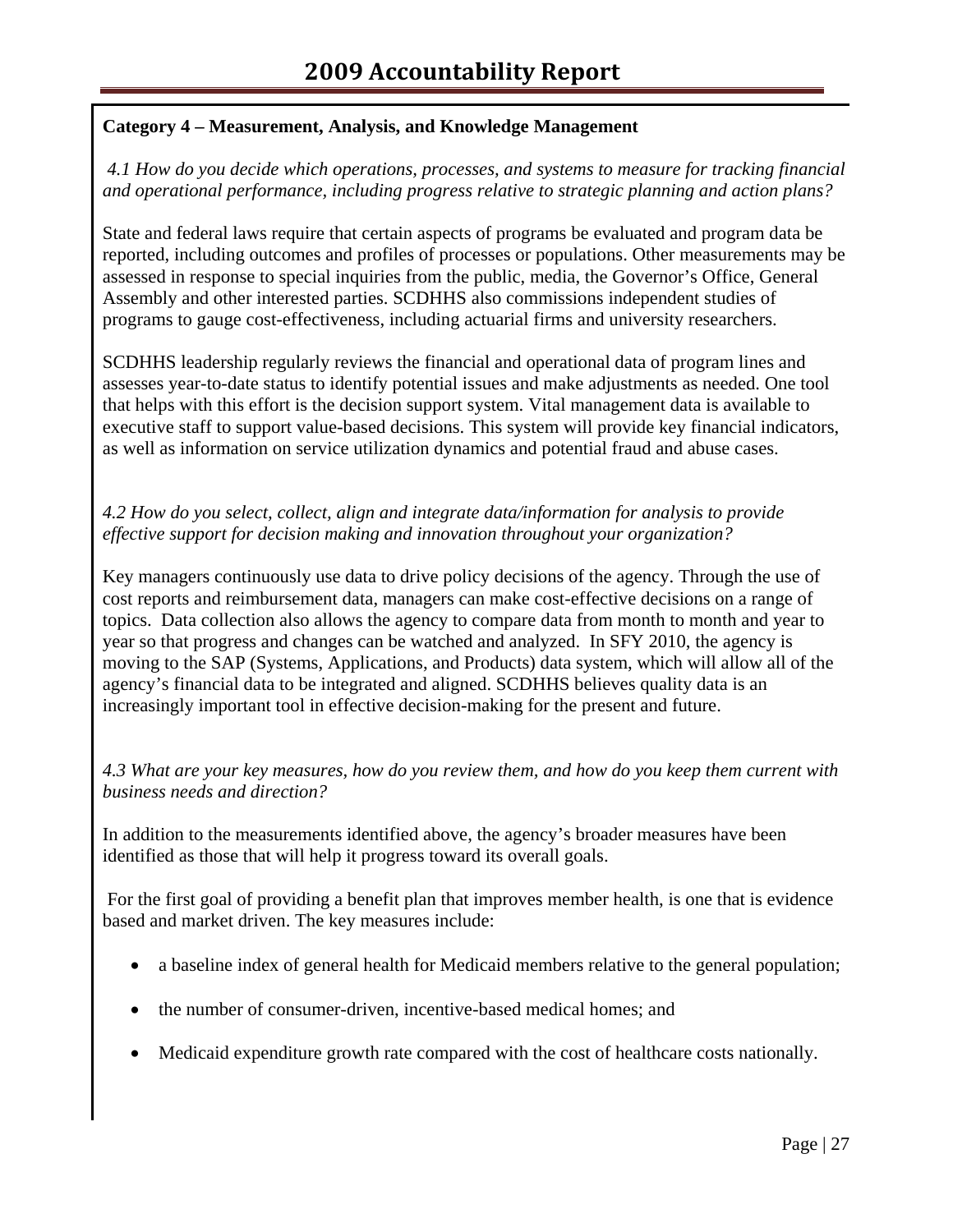**Category 4 – Measurement, Analysis, and Knowledge Management**

*4.1 How do you decide which operations, processes, and systems to measure for tracking financial and operational performance, including progress relative to strategic planning and action plans?*

State and federal laws require that certain aspects of programs be evaluated and program data be reported, including outcomes and profiles of processes or populations. Other measurements may be assessed in response to special inquiries from the public, media, the Governor's Office, General Assembly and other interested parties. SCDHHS also commissions independent studies of programs to gauge cost-effectiveness, including actuarial firms and university researchers.

SCDHHS leadership regularly reviews the financial and operational data of program lines and assesses year-to-date status to identify potential issues and make adjustments as needed. One tool that helps with this effort is the decision support system. Vital management data is available to executive staff to support value-based decisions. This system will provide key financial indicators, as well as information on service utilization dynamics and potential fraud and abuse cases.

*4.2 How do you select, collect, align and integrate data/information for analysis to provide effective support for decision making and innovation throughout your organization?*

Key managers continuously use data to drive policy decisions of the agency. Through the use of cost reports and reimbursement data, managers can make cost-effective decisions on a range of topics. Data collection also allows the agency to compare data from month to month and year to year so that progress and changes can be watched and analyzed. In SFY 2010, the agency is moving to the SAP (Systems, Applications, and Products) data system, which will allow all of the agency's financial data to be integrated and aligned. SCDHHS believes quality data is an increasingly important tool in effective decision-making for the present and future.

*4.3 What are your key measures, how do you review them, and how do you keep them current with business needs and direction?*

In addition to the measurements identified above, the agency's broader measures have been identified as those that will help it progress toward its overall goals.

For the first goal of providing a benefit plan that improves member health, is one that is evidence based and market driven. The key measures include:

- a baseline index of general health for Medicaid members relative to the general population;
- the number of consumer-driven, incentive-based medical homes; and
- Medicaid expenditure growth rate compared with the cost of healthcare costs nationally.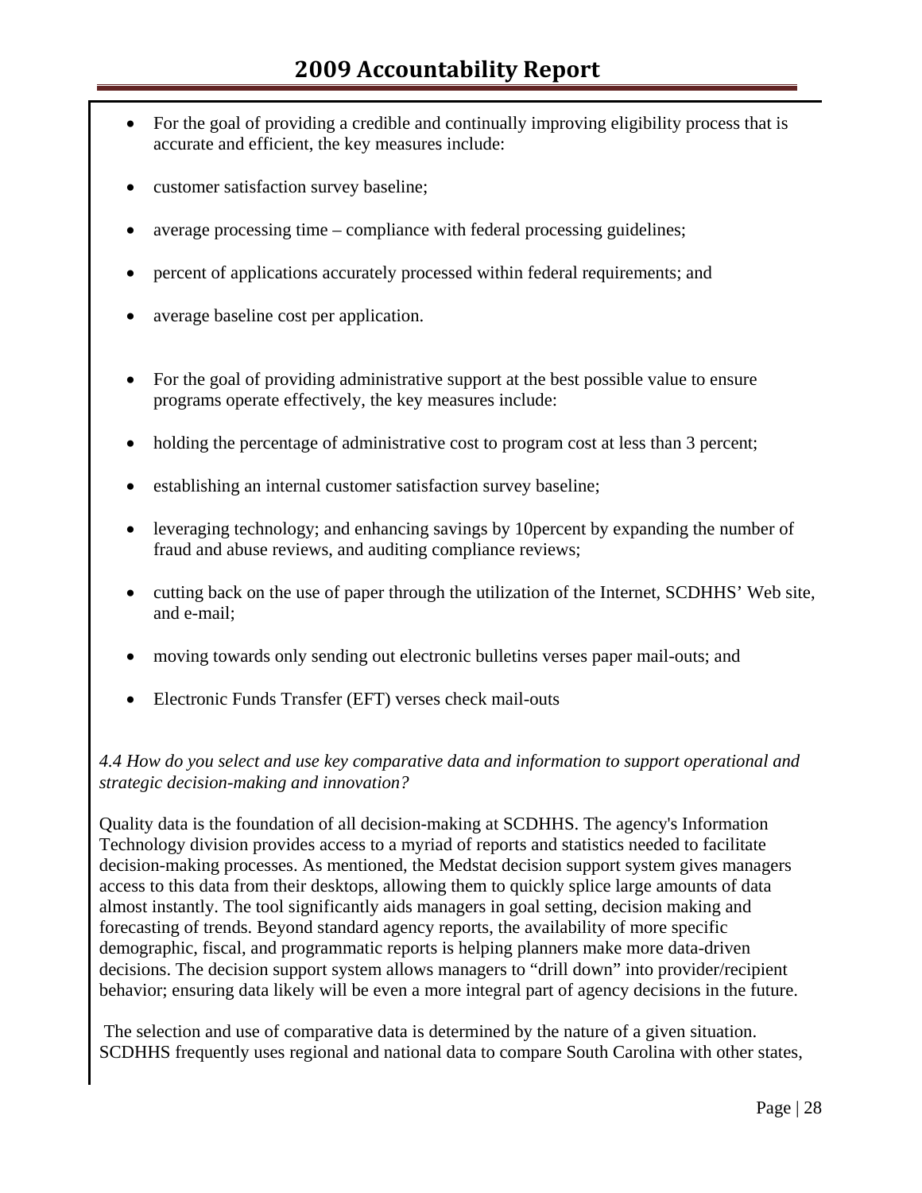- For the goal of providing a credible and continually improving eligibility process that is accurate and efficient, the key measures include:
- customer satisfaction survey baseline;
- average processing time – compliance with federal processing guidelines;
- percent of applications accurately processed within federal requirements; and
- average baseline cost per application.

- For the goal of providing administrative support at the best possible value to ensure programs operate effectively, the key measures include:
- holding the percentage of administrative cost to program cost at less than 3 percent;
- establishing an internal customer satisfaction survey baseline;
- leveraging technology; and enhancing savings by 10percent by expanding the number of fraud and abuse reviews, and auditing compliance reviews;
- cutting back on the use of paper through the utilization of the Internet, SCDHHS' Web site, and e-mail;
- moving towards only sending out electronic bulletins verses paper mail-outs; and
- Electronic Funds Transfer (EFT) verses check mail-outs

*4.4 How do you select and use key comparative data and information to support operational and strategic decision-making and innovation?*

Quality data is the foundation of all decision-making at SCDHHS. The agency's Information Technology division provides access to a myriad of reports and statistics needed to facilitate decision-making processes. As mentioned, the Medstat decision support system gives managers access to this data from their desktops, allowing them to quickly splice large amounts of data almost instantly. The tool significantly aids managers in goal setting, decision making and forecasting of trends. Beyond standard agency reports, the availability of more specific demographic, fiscal, and programmatic reports is helping planners make more data-driven decisions. The decision support system allows managers to "drill down" into provider/recipient behavior; ensuring data likely will be even a more integral part of agency decisions in the future.

The selection and use of comparative data is determined by the nature of a given situation. SCDHHS frequently uses regional and national data to compare South Carolina with other states,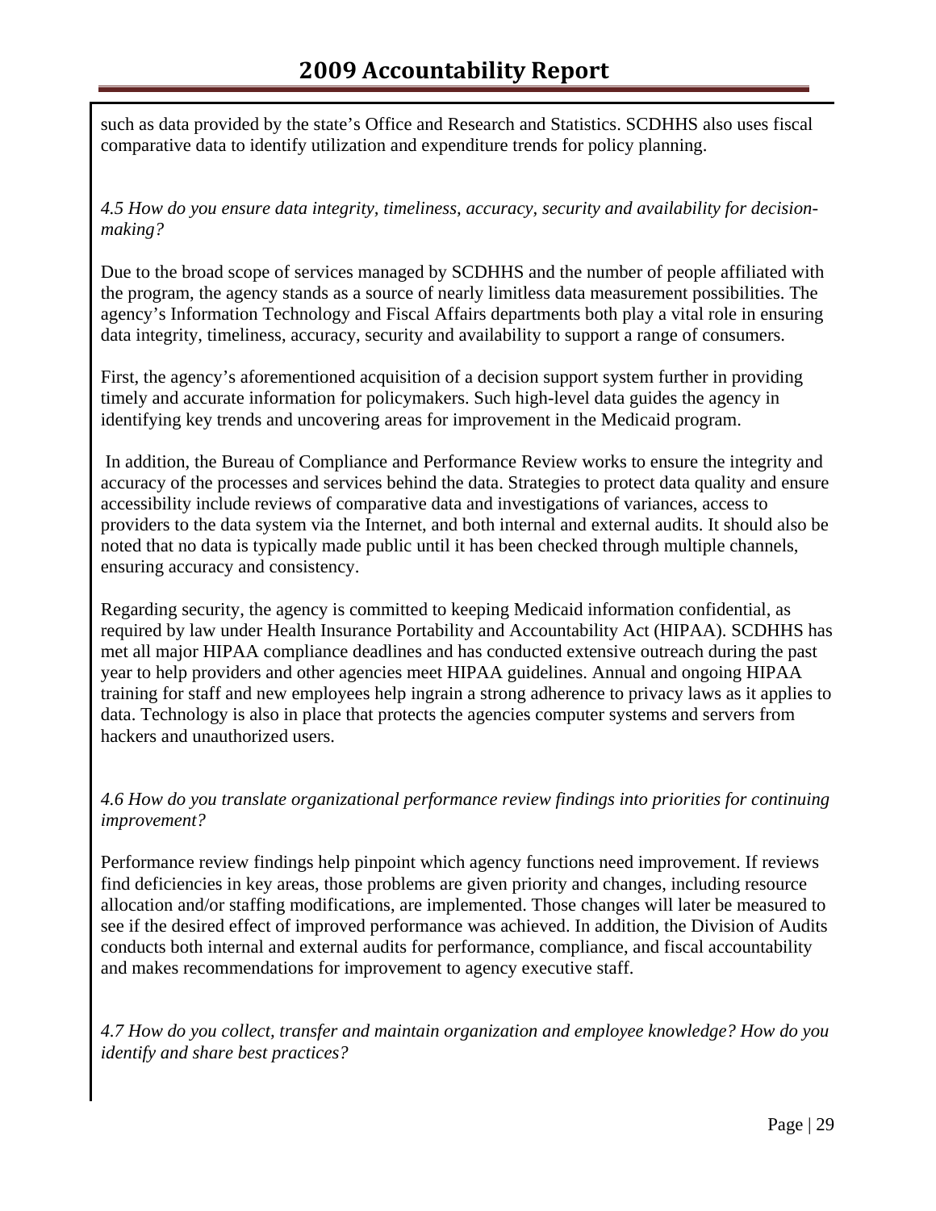such as data provided by the state's Office and Research and Statistics. SCDHHS also uses fiscal comparative data to identify utilization and expenditure trends for policy planning.

*4.5 How do you ensure data integrity, timeliness, accuracy, security and availability for decision-making?*

Due to the broad scope of services managed by SCDHHS and the number of people affiliated with the program, the agency stands as a source of nearly limitless data measurement possibilities. The agency's Information Technology and Fiscal Affairs departments both play a vital role in ensuring data integrity, timeliness, accuracy, security and availability to support a range of consumers.

First, the agency's aforementioned acquisition of a decision support system further in providing timely and accurate information for policymakers. Such high-level data guides the agency in identifying key trends and uncovering areas for improvement in the Medicaid program.

In addition, the Bureau of Compliance and Performance Review works to ensure the integrity and accuracy of the processes and services behind the data. Strategies to protect data quality and ensure accessibility include reviews of comparative data and investigations of variances, access to providers to the data system via the Internet, and both internal and external audits. It should also be noted that no data is typically made public until it has been checked through multiple channels, ensuring accuracy and consistency.

Regarding security, the agency is committed to keeping Medicaid information confidential, as required by law under Health Insurance Portability and Accountability Act (HIPAA). SCDHHS has met all major HIPAA compliance deadlines and has conducted extensive outreach during the past year to help providers and other agencies meet HIPAA guidelines. Annual and ongoing HIPAA training for staff and new employees help ingrain a strong adherence to privacy laws as it applies to data. Technology is also in place that protects the agencies computer systems and servers from hackers and unauthorized users.

*4.6 How do you translate organizational performance review findings into priorities for continuing improvement?*

Performance review findings help pinpoint which agency functions need improvement. If reviews find deficiencies in key areas, those problems are given priority and changes, including resource allocation and/or staffing modifications, are implemented. Those changes will later be measured to see if the desired effect of improved performance was achieved. In addition, the Division of Audits conducts both internal and external audits for performance, compliance, and fiscal accountability and makes recommendations for improvement to agency executive staff.

*4.7 How do you collect, transfer and maintain organization and employee knowledge? How do you identify and share best practices?*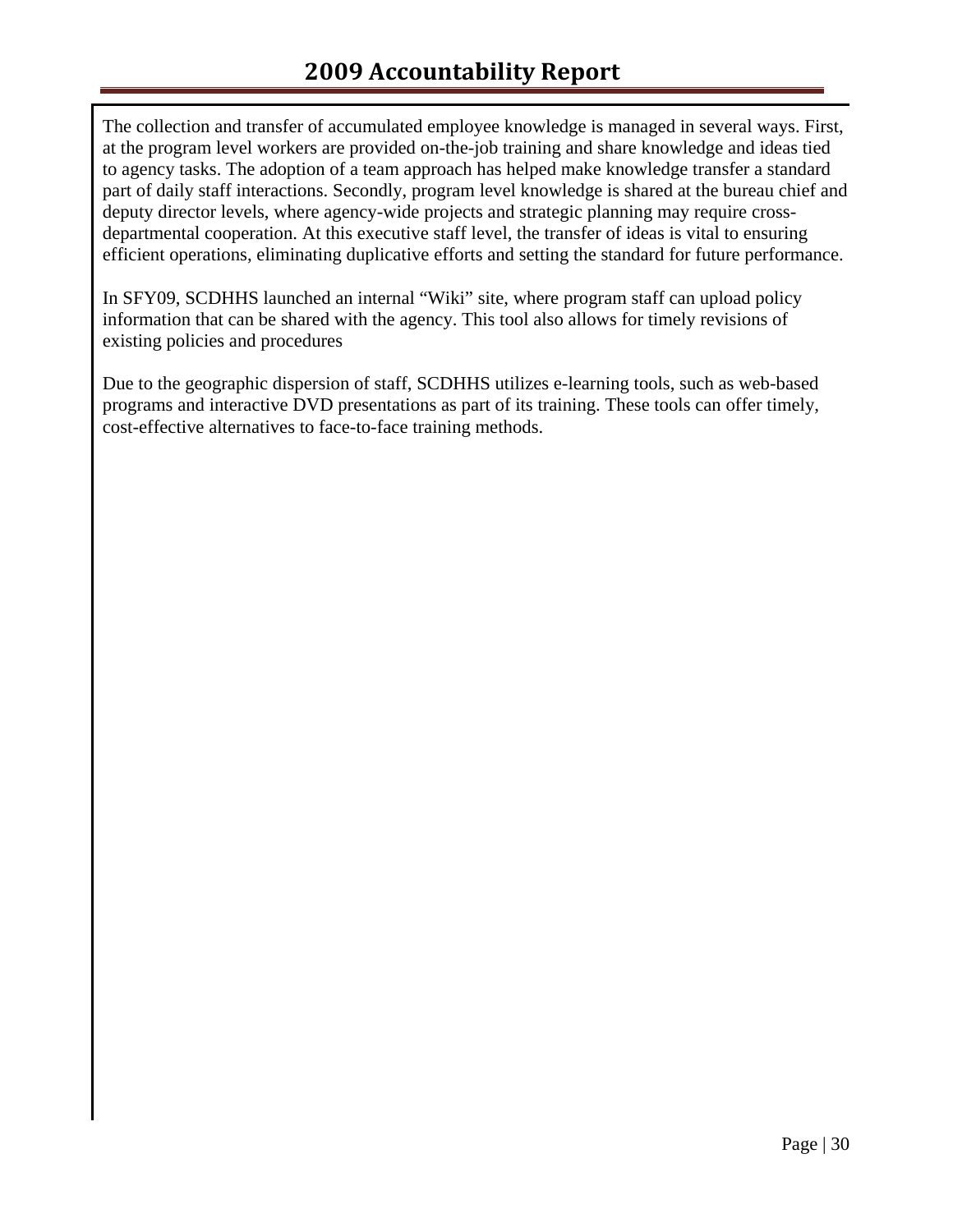The collection and transfer of accumulated employee knowledge is managed in several ways. First, at the program level workers are provided on-the-job training and share knowledge and ideas tied to agency tasks. The adoption of a team approach has helped make knowledge transfer a standard part of daily staff interactions. Secondly, program level knowledge is shared at the bureau chief and deputy director levels, where agency-wide projects and strategic planning may require cross-departmental cooperation. At this executive staff level, the transfer of ideas is vital to ensuring efficient operations, eliminating duplicative efforts and setting the standard for future performance.

In SFY09, SCDHHS launched an internal "Wiki" site, where program staff can upload policy information that can be shared with the agency. This tool also allows for timely revisions of existing policies and procedures

Due to the geographic dispersion of staff, SCDHHS utilizes e-learning tools, such as web-based programs and interactive DVD presentations as part of its training. These tools can offer timely, cost-effective alternatives to face-to-face training methods.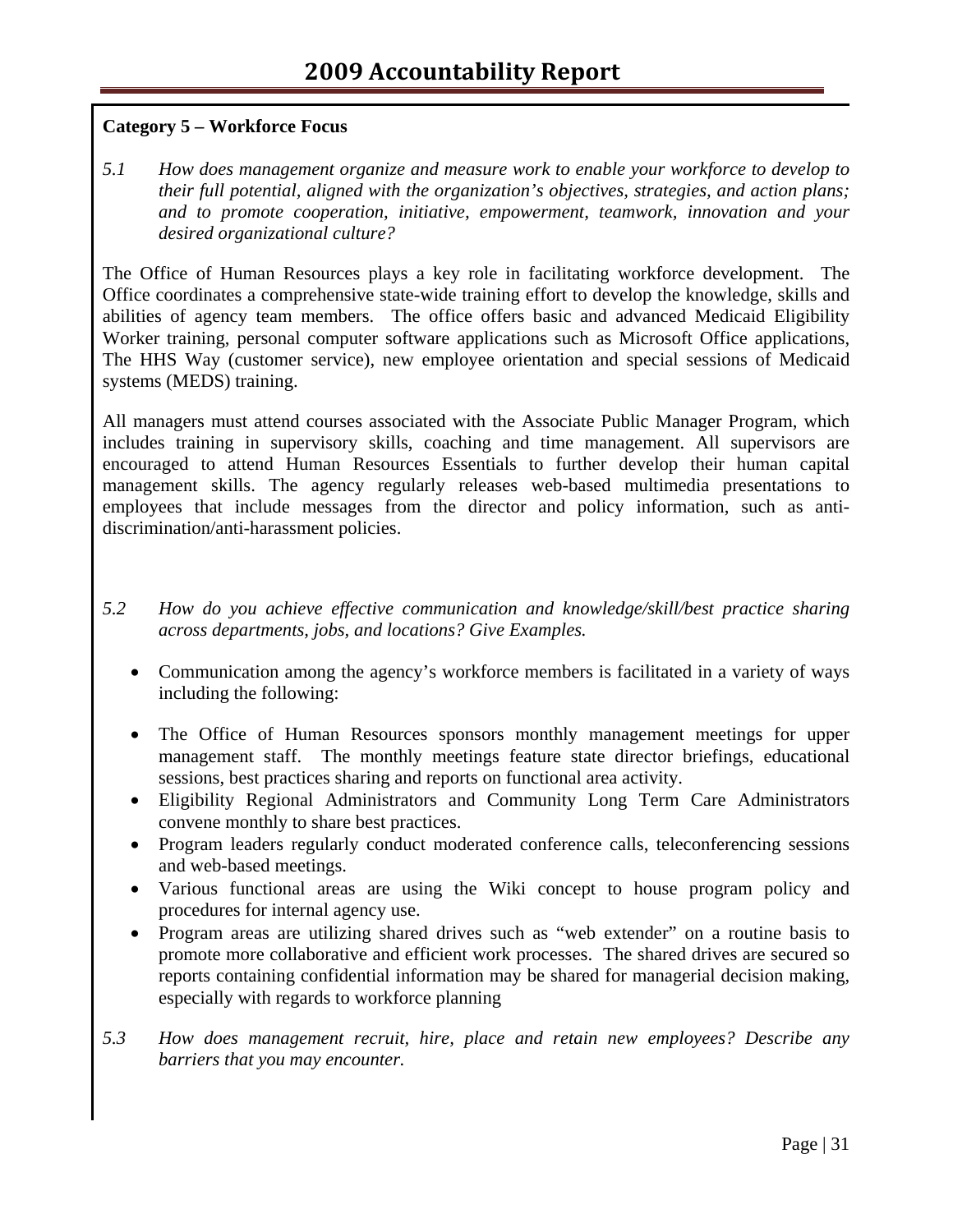**Category 5 – Workforce Focus**

*5.1 How does management organize and measure work to enable your workforce to develop to their full potential, aligned with the organization's objectives, strategies, and action plans; and to promote cooperation, initiative, empowerment, teamwork, innovation and your desired organizational culture?*

The Office of Human Resources plays a key role in facilitating workforce development. The Office coordinates a comprehensive state-wide training effort to develop the knowledge, skills and abilities of agency team members. The office offers basic and advanced Medicaid Eligibility Worker training, personal computer software applications such as Microsoft Office applications, The HHS Way (customer service), new employee orientation and special sessions of Medicaid systems (MEDS) training.

All managers must attend courses associated with the Associate Public Manager Program, which includes training in supervisory skills, coaching and time management. All supervisors are encouraged to attend Human Resources Essentials to further develop their human capital management skills. The agency regularly releases web-based multimedia presentations to employees that include messages from the director and policy information, such as anti-discrimination/anti-harassment policies.

*5.2 How do you achieve effective communication and knowledge/skill/best practice sharing across departments, jobs, and locations? Give Examples.*

- Communication among the agency's workforce members is facilitated in a variety of ways including the following:
- The Office of Human Resources sponsors monthly management meetings for upper management staff. The monthly meetings feature state director briefings, educational sessions, best practices sharing and reports on functional area activity.
- Eligibility Regional Administrators and Community Long Term Care Administrators convene monthly to share best practices.
- Program leaders regularly conduct moderated conference calls, teleconferencing sessions and web-based meetings.
- Various functional areas are using the Wiki concept to house program policy and procedures for internal agency use.
- Program areas are utilizing shared drives such as "web extender" on a routine basis to promote more collaborative and efficient work processes. The shared drives are secured so reports containing confidential information may be shared for managerial decision making, especially with regards to workforce planning

*5.3 How does management recruit, hire, place and retain new employees? Describe any barriers that you may encounter.*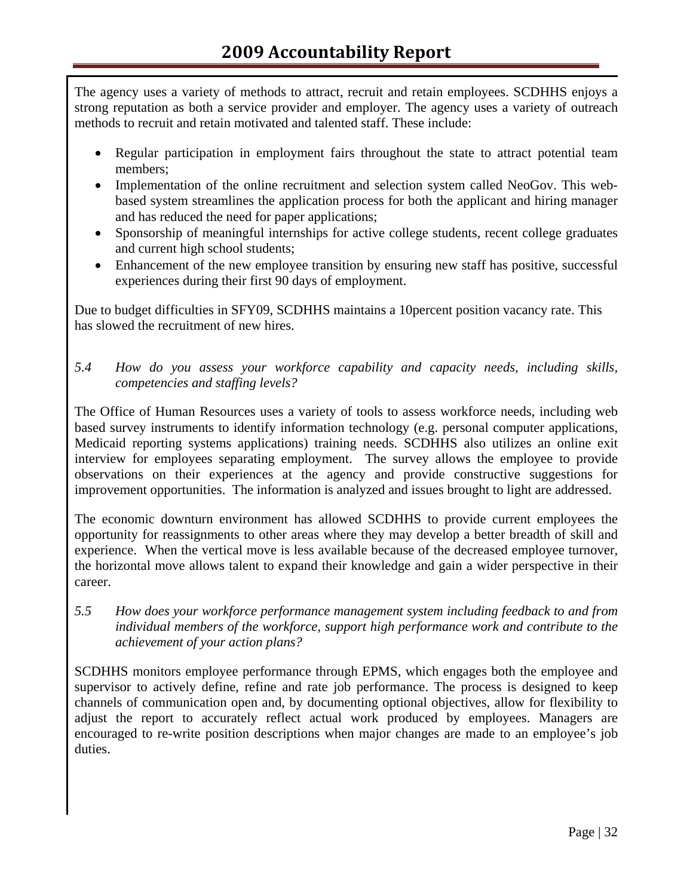The agency uses a variety of methods to attract, recruit and retain employees. SCDHHS enjoys a strong reputation as both a service provider and employer. The agency uses a variety of outreach methods to recruit and retain motivated and talented staff. These include:

- Regular participation in employment fairs throughout the state to attract potential team members;
- Implementation of the online recruitment and selection system called NeoGov. This web-based system streamlines the application process for both the applicant and hiring manager and has reduced the need for paper applications;
- Sponsorship of meaningful internships for active college students, recent college graduates and current high school students;
- Enhancement of the new employee transition by ensuring new staff has positive, successful experiences during their first 90 days of employment.

Due to budget difficulties in SFY09, SCDHHS maintains a 10percent position vacancy rate. This has slowed the recruitment of new hires.

*5.4 How do you assess your workforce capability and capacity needs, including skills, competencies and staffing levels?*

The Office of Human Resources uses a variety of tools to assess workforce needs, including web based survey instruments to identify information technology (e.g. personal computer applications, Medicaid reporting systems applications) training needs. SCDHHS also utilizes an online exit interview for employees separating employment. The survey allows the employee to provide observations on their experiences at the agency and provide constructive suggestions for improvement opportunities. The information is analyzed and issues brought to light are addressed.

The economic downturn environment has allowed SCDHHS to provide current employees the opportunity for reassignments to other areas where they may develop a better breadth of skill and experience. When the vertical move is less available because of the decreased employee turnover, the horizontal move allows talent to expand their knowledge and gain a wider perspective in their career.

*5.5 How does your workforce performance management system including feedback to and from individual members of the workforce, support high performance work and contribute to the achievement of your action plans?*

SCDHHS monitors employee performance through EPMS, which engages both the employee and supervisor to actively define, refine and rate job performance. The process is designed to keep channels of communication open and, by documenting optional objectives, allow for flexibility to adjust the report to accurately reflect actual work produced by employees. Managers are encouraged to re-write position descriptions when major changes are made to an employee's job duties.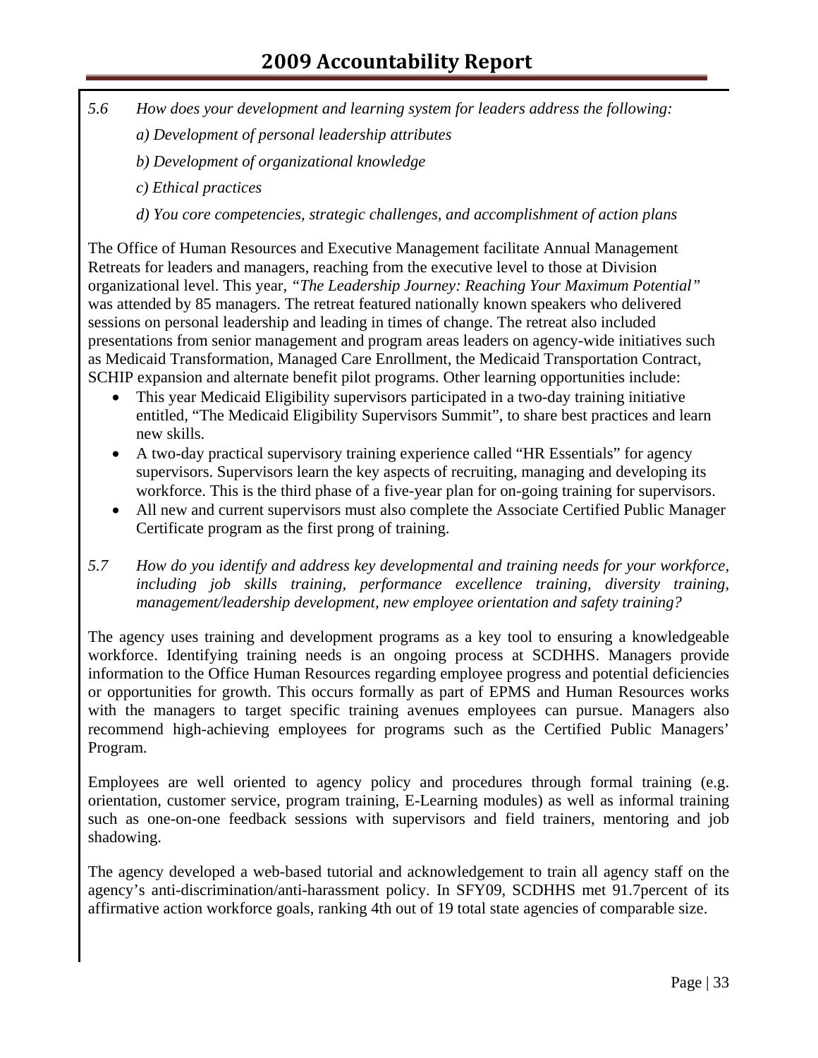*5.6 How does your development and learning system for leaders address the following:*

*a) Development of personal leadership attributes*

*b) Development of organizational knowledge*

*c) Ethical practices*

*d) You core competencies, strategic challenges, and accomplishment of action plans*

The Office of Human Resources and Executive Management facilitate Annual Management Retreats for leaders and managers, reaching from the executive level to those at Division organizational level. This year, *"The Leadership Journey: Reaching Your Maximum Potential"* was attended by 85 managers. The retreat featured nationally known speakers who delivered sessions on personal leadership and leading in times of change. The retreat also included presentations from senior management and program areas leaders on agency-wide initiatives such as Medicaid Transformation, Managed Care Enrollment, the Medicaid Transportation Contract, SCHIP expansion and alternate benefit pilot programs. Other learning opportunities include:

- This year Medicaid Eligibility supervisors participated in a two-day training initiative entitled, "The Medicaid Eligibility Supervisors Summit", to share best practices and learn new skills.
- A two-day practical supervisory training experience called "HR Essentials" for agency supervisors. Supervisors learn the key aspects of recruiting, managing and developing its workforce. This is the third phase of a five-year plan for on-going training for supervisors.
- All new and current supervisors must also complete the Associate Certified Public Manager Certificate program as the first prong of training.

*5.7 How do you identify and address key developmental and training needs for your workforce, including job skills training, performance excellence training, diversity training, management/leadership development, new employee orientation and safety training?*

The agency uses training and development programs as a key tool to ensuring a knowledgeable workforce. Identifying training needs is an ongoing process at SCDHHS. Managers provide information to the Office Human Resources regarding employee progress and potential deficiencies or opportunities for growth. This occurs formally as part of EPMS and Human Resources works with the managers to target specific training avenues employees can pursue. Managers also recommend high-achieving employees for programs such as the Certified Public Managers' Program.

Employees are well oriented to agency policy and procedures through formal training (e.g. orientation, customer service, program training, E-Learning modules) as well as informal training such as one-on-one feedback sessions with supervisors and field trainers, mentoring and job shadowing.

The agency developed a web-based tutorial and acknowledgement to train all agency staff on the agency's anti-discrimination/anti-harassment policy. In SFY09, SCDHHS met 91.7percent of its affirmative action workforce goals, ranking 4th out of 19 total state agencies of comparable size.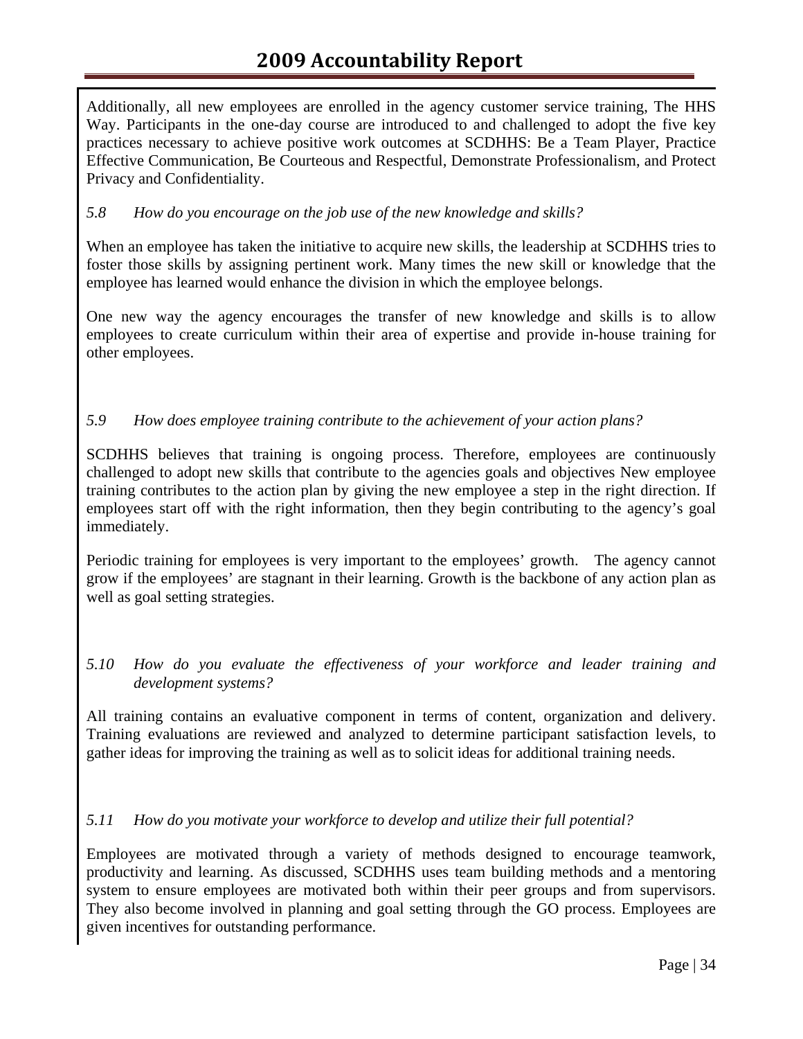Additionally, all new employees are enrolled in the agency customer service training, The HHS Way. Participants in the one-day course are introduced to and challenged to adopt the five key practices necessary to achieve positive work outcomes at SCDHHS: Be a Team Player, Practice Effective Communication, Be Courteous and Respectful, Demonstrate Professionalism, and Protect Privacy and Confidentiality.

*5.8 How do you encourage on the job use of the new knowledge and skills?*

When an employee has taken the initiative to acquire new skills, the leadership at SCDHHS tries to foster those skills by assigning pertinent work. Many times the new skill or knowledge that the employee has learned would enhance the division in which the employee belongs.

One new way the agency encourages the transfer of new knowledge and skills is to allow employees to create curriculum within their area of expertise and provide in-house training for other employees.

*5.9 How does employee training contribute to the achievement of your action plans?*

SCDHHS believes that training is ongoing process. Therefore, employees are continuously challenged to adopt new skills that contribute to the agencies goals and objectives New employee training contributes to the action plan by giving the new employee a step in the right direction. If employees start off with the right information, then they begin contributing to the agency's goal immediately.

Periodic training for employees is very important to the employees' growth. The agency cannot grow if the employees' are stagnant in their learning. Growth is the backbone of any action plan as well as goal setting strategies.

*5.10 How do you evaluate the effectiveness of your workforce and leader training and development systems?*

All training contains an evaluative component in terms of content, organization and delivery. Training evaluations are reviewed and analyzed to determine participant satisfaction levels, to gather ideas for improving the training as well as to solicit ideas for additional training needs.

*5.11 How do you motivate your workforce to develop and utilize their full potential?*

Employees are motivated through a variety of methods designed to encourage teamwork, productivity and learning. As discussed, SCDHHS uses team building methods and a mentoring system to ensure employees are motivated both within their peer groups and from supervisors. They also become involved in planning and goal setting through the GO process. Employees are given incentives for outstanding performance.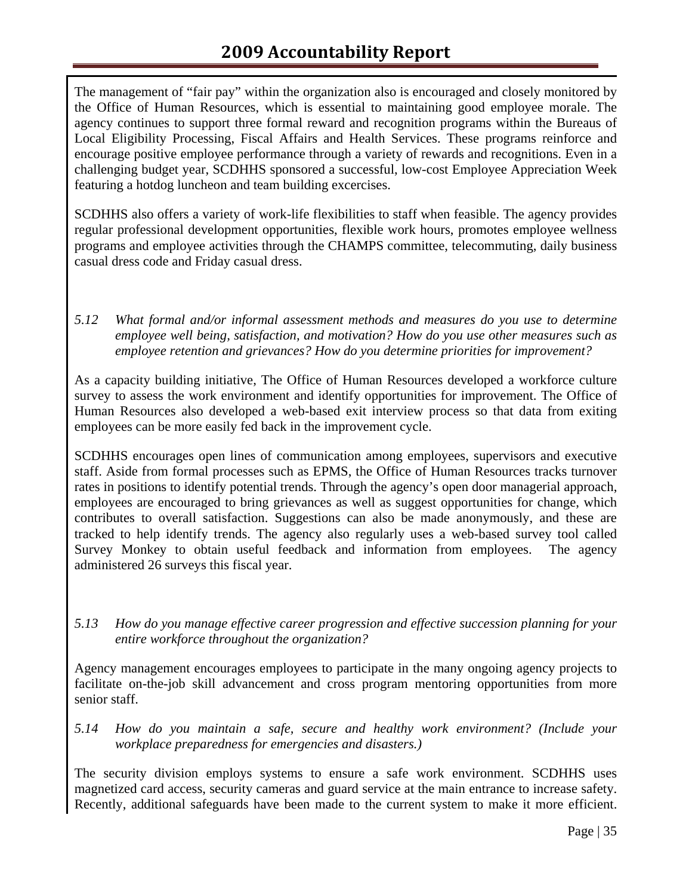The management of "fair pay" within the organization also is encouraged and closely monitored by the Office of Human Resources, which is essential to maintaining good employee morale. The agency continues to support three formal reward and recognition programs within the Bureaus of Local Eligibility Processing, Fiscal Affairs and Health Services. These programs reinforce and encourage positive employee performance through a variety of rewards and recognitions. Even in a challenging budget year, SCDHHS sponsored a successful, low-cost Employee Appreciation Week featuring a hotdog luncheon and team building excercises.

SCDHHS also offers a variety of work-life flexibilities to staff when feasible. The agency provides regular professional development opportunities, flexible work hours, promotes employee wellness programs and employee activities through the CHAMPS committee, telecommuting, daily business casual dress code and Friday casual dress.

*5.12 What formal and/or informal assessment methods and measures do you use to determine employee well being, satisfaction, and motivation? How do you use other measures such as employee retention and grievances? How do you determine priorities for improvement?*

As a capacity building initiative, The Office of Human Resources developed a workforce culture survey to assess the work environment and identify opportunities for improvement. The Office of Human Resources also developed a web-based exit interview process so that data from exiting employees can be more easily fed back in the improvement cycle.

SCDHHS encourages open lines of communication among employees, supervisors and executive staff. Aside from formal processes such as EPMS, the Office of Human Resources tracks turnover rates in positions to identify potential trends. Through the agency's open door managerial approach, employees are encouraged to bring grievances as well as suggest opportunities for change, which contributes to overall satisfaction. Suggestions can also be made anonymously, and these are tracked to help identify trends. The agency also regularly uses a web-based survey tool called Survey Monkey to obtain useful feedback and information from employees. The agency administered 26 surveys this fiscal year.

*5.13 How do you manage effective career progression and effective succession planning for your entire workforce throughout the organization?*

Agency management encourages employees to participate in the many ongoing agency projects to facilitate on-the-job skill advancement and cross program mentoring opportunities from more senior staff.

*5.14 How do you maintain a safe, secure and healthy work environment? (Include your workplace preparedness for emergencies and disasters.)*

The security division employs systems to ensure a safe work environment. SCDHHS uses magnetized card access, security cameras and guard service at the main entrance to increase safety. Recently, additional safeguards have been made to the current system to make it more efficient.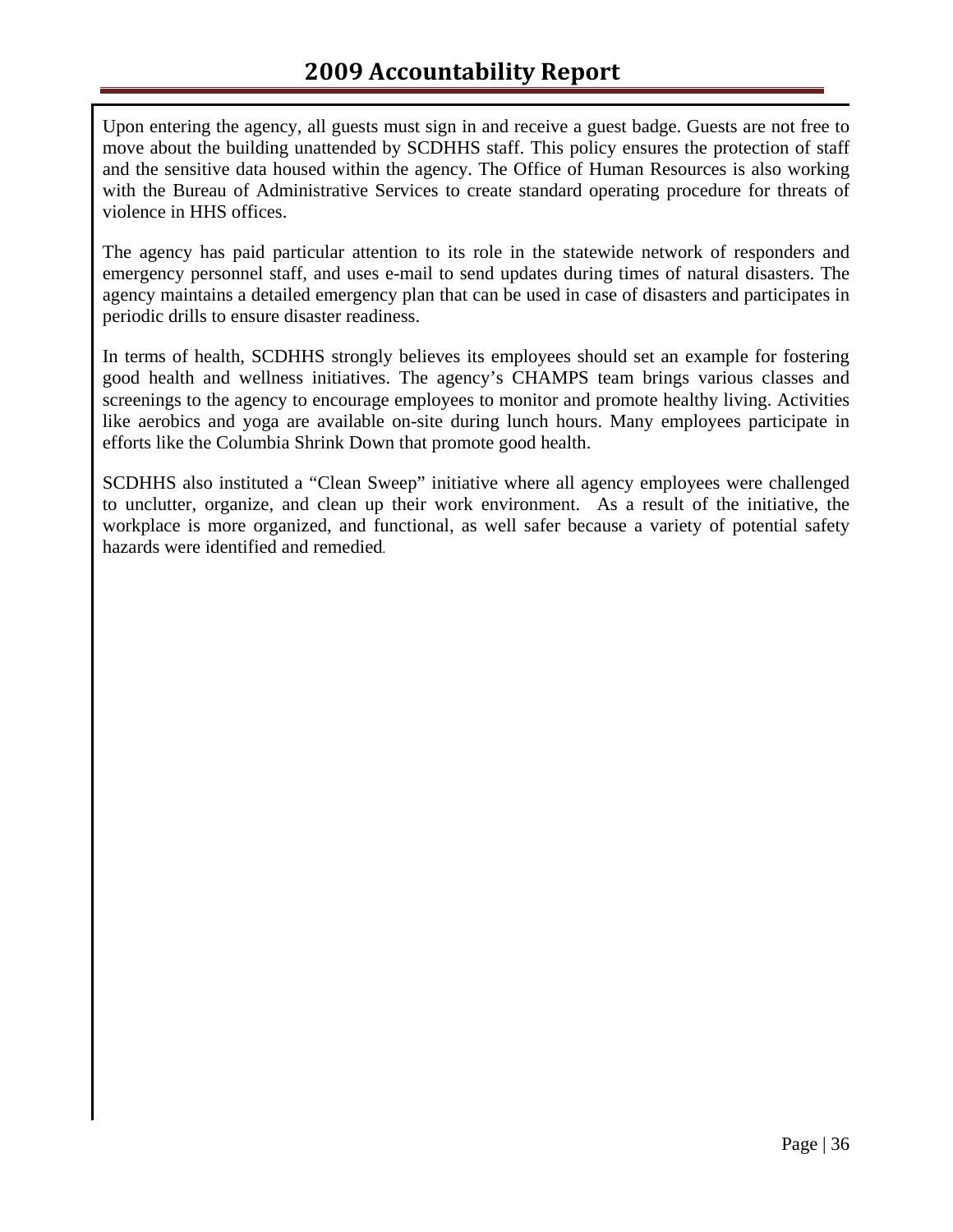Upon entering the agency, all guests must sign in and receive a guest badge. Guests are not free to move about the building unattended by SCDHHS staff. This policy ensures the protection of staff and the sensitive data housed within the agency. The Office of Human Resources is also working with the Bureau of Administrative Services to create standard operating procedure for threats of violence in HHS offices.

The agency has paid particular attention to its role in the statewide network of responders and emergency personnel staff, and uses e-mail to send updates during times of natural disasters. The agency maintains a detailed emergency plan that can be used in case of disasters and participates in periodic drills to ensure disaster readiness.

In terms of health, SCDHHS strongly believes its employees should set an example for fostering good health and wellness initiatives. The agency's CHAMPS team brings various classes and screenings to the agency to encourage employees to monitor and promote healthy living. Activities like aerobics and yoga are available on-site during lunch hours. Many employees participate in efforts like the Columbia Shrink Down that promote good health.

SCDHHS also instituted a "Clean Sweep" initiative where all agency employees were challenged to unclutter, organize, and clean up their work environment. As a result of the initiative, the workplace is more organized, and functional, as well safer because a variety of potential safety hazards were identified and remedied.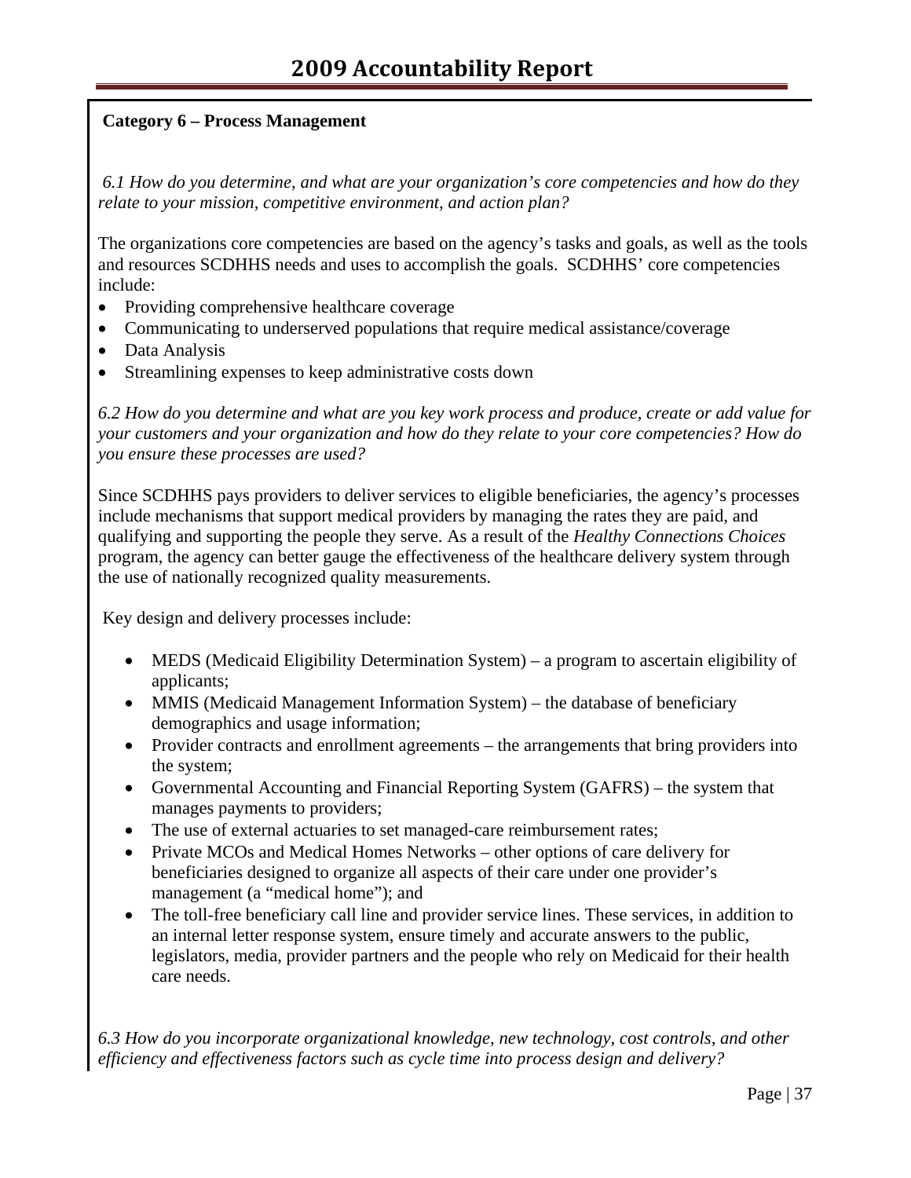**Category 6 – Process Management**

*6.1 How do you determine, and what are your organization's core competencies and how do they relate to your mission, competitive environment, and action plan?*

The organizations core competencies are based on the agency's tasks and goals, as well as the tools and resources SCDHHS needs and uses to accomplish the goals. SCDHHS' core competencies include:

- Providing comprehensive healthcare coverage
- Communicating to underserved populations that require medical assistance/coverage
- Data Analysis
- Streamlining expenses to keep administrative costs down

*6.2 How do you determine and what are you key work process and produce, create or add value for your customers and your organization and how do they relate to your core competencies? How do you ensure these processes are used?*

Since SCDHHS pays providers to deliver services to eligible beneficiaries, the agency's processes include mechanisms that support medical providers by managing the rates they are paid, and qualifying and supporting the people they serve. As a result of the *Healthy Connections Choices* program, the agency can better gauge the effectiveness of the healthcare delivery system through the use of nationally recognized quality measurements.

Key design and delivery processes include:

- MEDS (Medicaid Eligibility Determination System) – a program to ascertain eligibility of applicants;
- MMIS (Medicaid Management Information System) – the database of beneficiary demographics and usage information;
- Provider contracts and enrollment agreements – the arrangements that bring providers into the system;
- Governmental Accounting and Financial Reporting System (GAFRS) – the system that manages payments to providers;
- The use of external actuaries to set managed-care reimbursement rates;
- Private MCOs and Medical Homes Networks – other options of care delivery for beneficiaries designed to organize all aspects of their care under one provider's management (a "medical home"); and
- The toll-free beneficiary call line and provider service lines. These services, in addition to an internal letter response system, ensure timely and accurate answers to the public, legislators, media, provider partners and the people who rely on Medicaid for their health care needs.

*6.3 How do you incorporate organizational knowledge, new technology, cost controls, and other efficiency and effectiveness factors such as cycle time into process design and delivery?*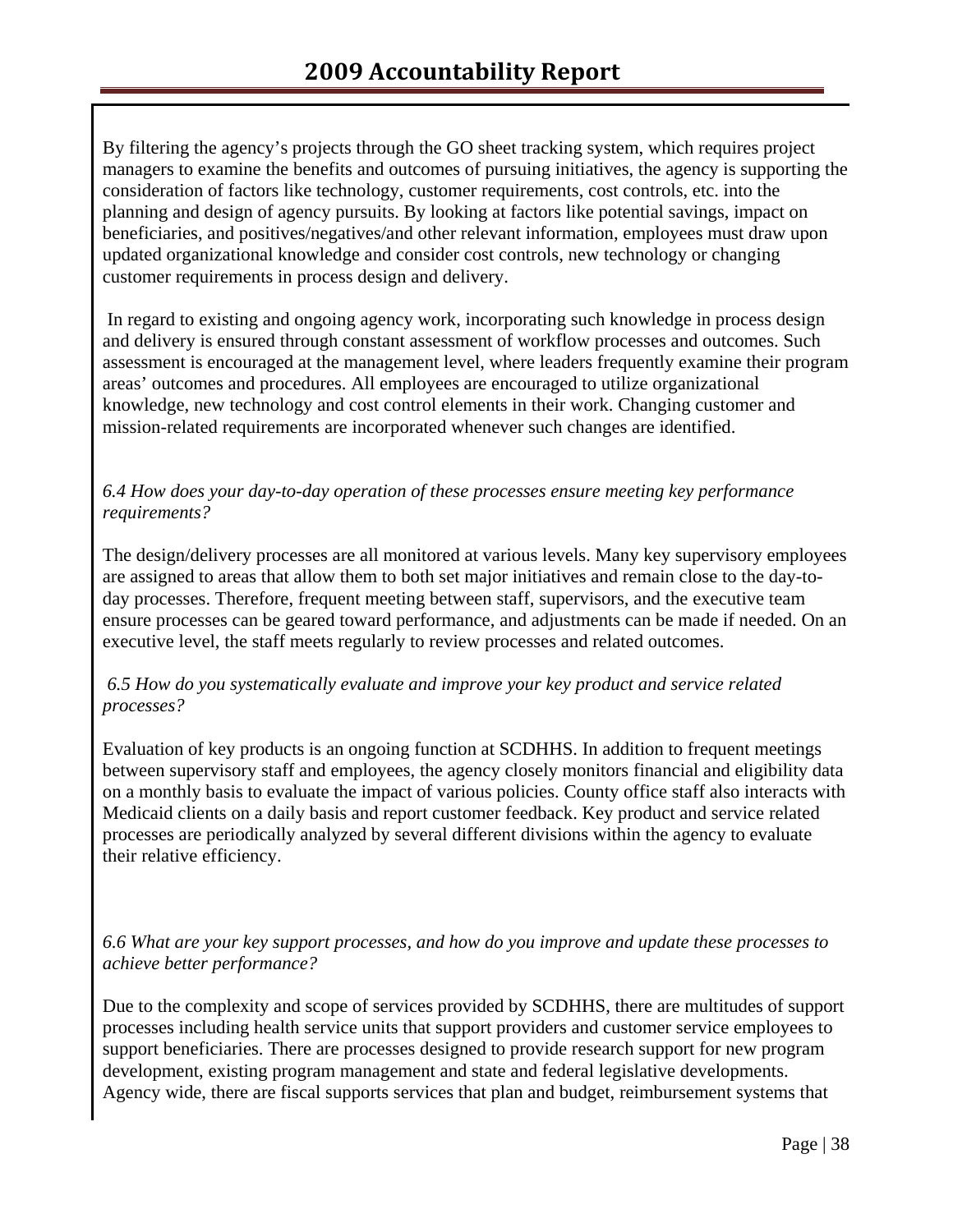By filtering the agency's projects through the GO sheet tracking system, which requires project managers to examine the benefits and outcomes of pursuing initiatives, the agency is supporting the consideration of factors like technology, customer requirements, cost controls, etc. into the planning and design of agency pursuits. By looking at factors like potential savings, impact on beneficiaries, and positives/negatives/and other relevant information, employees must draw upon updated organizational knowledge and consider cost controls, new technology or changing customer requirements in process design and delivery.

In regard to existing and ongoing agency work, incorporating such knowledge in process design and delivery is ensured through constant assessment of workflow processes and outcomes. Such assessment is encouraged at the management level, where leaders frequently examine their program areas' outcomes and procedures. All employees are encouraged to utilize organizational knowledge, new technology and cost control elements in their work. Changing customer and mission-related requirements are incorporated whenever such changes are identified.

*6.4 How does your day-to-day operation of these processes ensure meeting key performance requirements?*

The design/delivery processes are all monitored at various levels. Many key supervisory employees are assigned to areas that allow them to both set major initiatives and remain close to the day-to-day processes. Therefore, frequent meeting between staff, supervisors, and the executive team ensure processes can be geared toward performance, and adjustments can be made if needed. On an executive level, the staff meets regularly to review processes and related outcomes.

*6.5 How do you systematically evaluate and improve your key product and service related processes?*

Evaluation of key products is an ongoing function at SCDHHS. In addition to frequent meetings between supervisory staff and employees, the agency closely monitors financial and eligibility data on a monthly basis to evaluate the impact of various policies. County office staff also interacts with Medicaid clients on a daily basis and report customer feedback. Key product and service related processes are periodically analyzed by several different divisions within the agency to evaluate their relative efficiency.

*6.6 What are your key support processes, and how do you improve and update these processes to achieve better performance?*

Due to the complexity and scope of services provided by SCDHHS, there are multitudes of support processes including health service units that support providers and customer service employees to support beneficiaries. There are processes designed to provide research support for new program development, existing program management and state and federal legislative developments. Agency wide, there are fiscal supports services that plan and budget, reimbursement systems that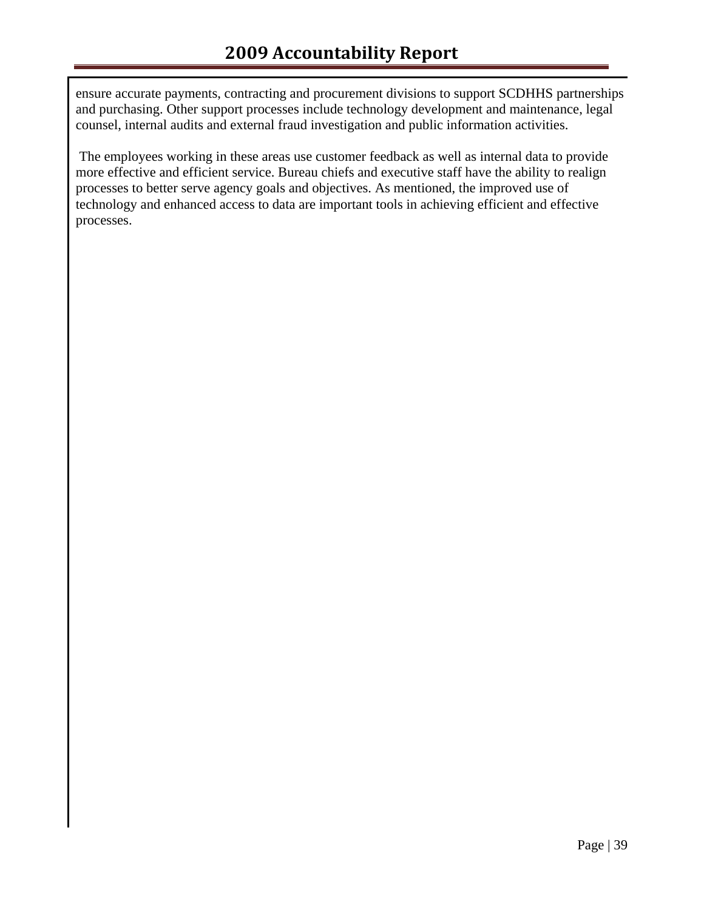ensure accurate payments, contracting and procurement divisions to support SCDHHS partnerships and purchasing. Other support processes include technology development and maintenance, legal counsel, internal audits and external fraud investigation and public information activities.

The employees working in these areas use customer feedback as well as internal data to provide more effective and efficient service. Bureau chiefs and executive staff have the ability to realign processes to better serve agency goals and objectives. As mentioned, the improved use of technology and enhanced access to data are important tools in achieving efficient and effective processes.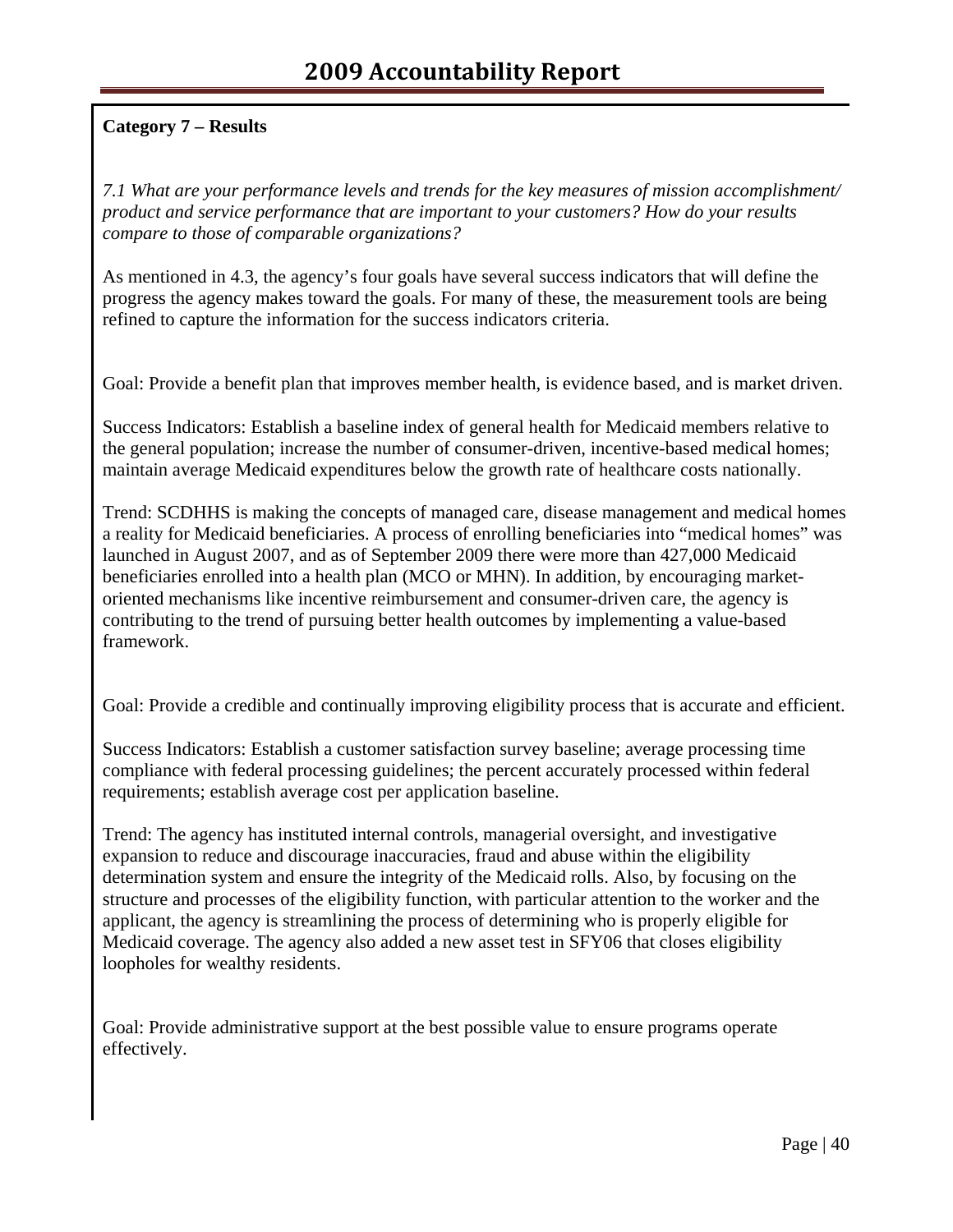**Category 7 – Results**

*7.1 What are your performance levels and trends for the key measures of mission accomplishment/ product and service performance that are important to your customers? How do your results compare to those of comparable organizations?*

As mentioned in 4.3, the agency's four goals have several success indicators that will define the progress the agency makes toward the goals. For many of these, the measurement tools are being refined to capture the information for the success indicators criteria.

Goal: Provide a benefit plan that improves member health, is evidence based, and is market driven.

Success Indicators: Establish a baseline index of general health for Medicaid members relative to the general population; increase the number of consumer-driven, incentive-based medical homes; maintain average Medicaid expenditures below the growth rate of healthcare costs nationally.

Trend: SCDHHS is making the concepts of managed care, disease management and medical homes a reality for Medicaid beneficiaries. A process of enrolling beneficiaries into "medical homes" was launched in August 2007, and as of September 2009 there were more than 427,000 Medicaid beneficiaries enrolled into a health plan (MCO or MHN). In addition, by encouraging market-oriented mechanisms like incentive reimbursement and consumer-driven care, the agency is contributing to the trend of pursuing better health outcomes by implementing a value-based framework.

Goal: Provide a credible and continually improving eligibility process that is accurate and efficient.

Success Indicators: Establish a customer satisfaction survey baseline; average processing time compliance with federal processing guidelines; the percent accurately processed within federal requirements; establish average cost per application baseline.

Trend: The agency has instituted internal controls, managerial oversight, and investigative expansion to reduce and discourage inaccuracies, fraud and abuse within the eligibility determination system and ensure the integrity of the Medicaid rolls. Also, by focusing on the structure and processes of the eligibility function, with particular attention to the worker and the applicant, the agency is streamlining the process of determining who is properly eligible for Medicaid coverage. The agency also added a new asset test in SFY06 that closes eligibility loopholes for wealthy residents.

Goal: Provide administrative support at the best possible value to ensure programs operate effectively.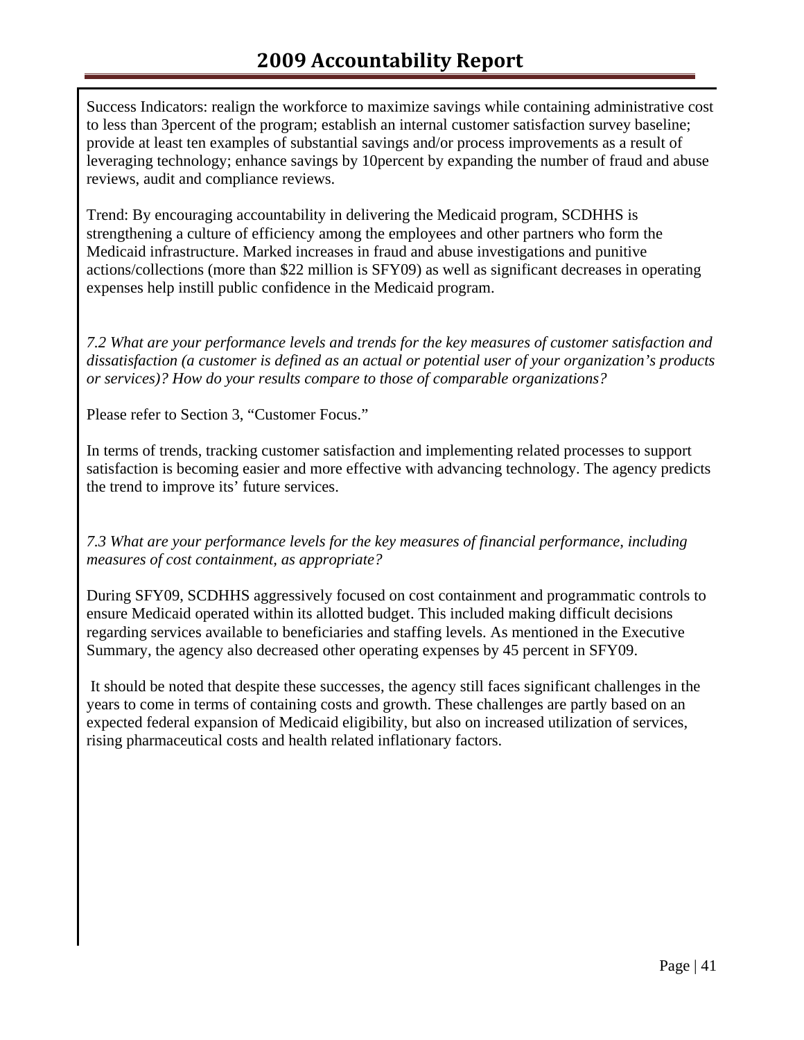Success Indicators: realign the workforce to maximize savings while containing administrative cost to less than 3percent of the program; establish an internal customer satisfaction survey baseline; provide at least ten examples of substantial savings and/or process improvements as a result of leveraging technology; enhance savings by 10percent by expanding the number of fraud and abuse reviews, audit and compliance reviews.

Trend: By encouraging accountability in delivering the Medicaid program, SCDHHS is strengthening a culture of efficiency among the employees and other partners who form the Medicaid infrastructure. Marked increases in fraud and abuse investigations and punitive actions/collections (more than $22 million is SFY09) as well as significant decreases in operating expenses help instill public confidence in the Medicaid program.

*7.2 What are your performance levels and trends for the key measures of customer satisfaction and dissatisfaction (a customer is defined as an actual or potential user of your organization's products or services)? How do your results compare to those of comparable organizations?*

Please refer to Section 3, "Customer Focus."

In terms of trends, tracking customer satisfaction and implementing related processes to support satisfaction is becoming easier and more effective with advancing technology. The agency predicts the trend to improve its' future services.

*7.3 What are your performance levels for the key measures of financial performance, including measures of cost containment, as appropriate?*

During SFY09, SCDHHS aggressively focused on cost containment and programmatic controls to ensure Medicaid operated within its allotted budget. This included making difficult decisions regarding services available to beneficiaries and staffing levels. As mentioned in the Executive Summary, the agency also decreased other operating expenses by 45 percent in SFY09.

It should be noted that despite these successes, the agency still faces significant challenges in the years to come in terms of containing costs and growth. These challenges are partly based on an expected federal expansion of Medicaid eligibility, but also on increased utilization of services, rising pharmaceutical costs and health related inflationary factors.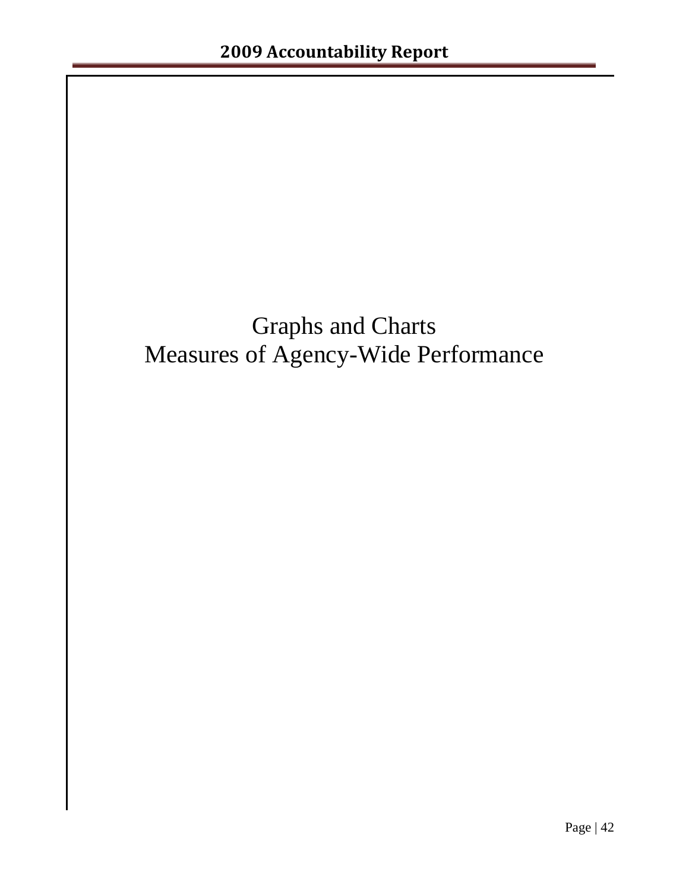# Graphs and Charts

# Measures of Agency-Wide Performance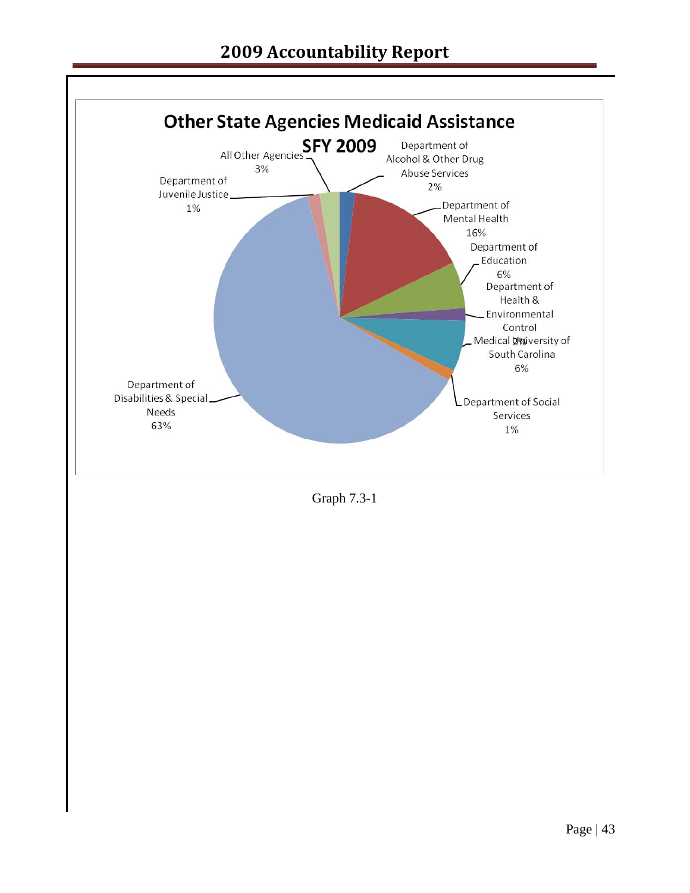**Other State Agencies Medicaid Assistance SFY 2009**

- Department of Alcohol & Other Drug Abuse Services 2%
- Department of Mental Health 16%
- Department of Education 6%
- Department of Health & Environmental Control 2%
- Medical University of South Carolina 6%
- Department of Social Services 1%
- Department of Disabilities & Special Needs 63%
- Department of Juvenile Justice 1%
- All Other Agencies 3%

Graph 7.3-1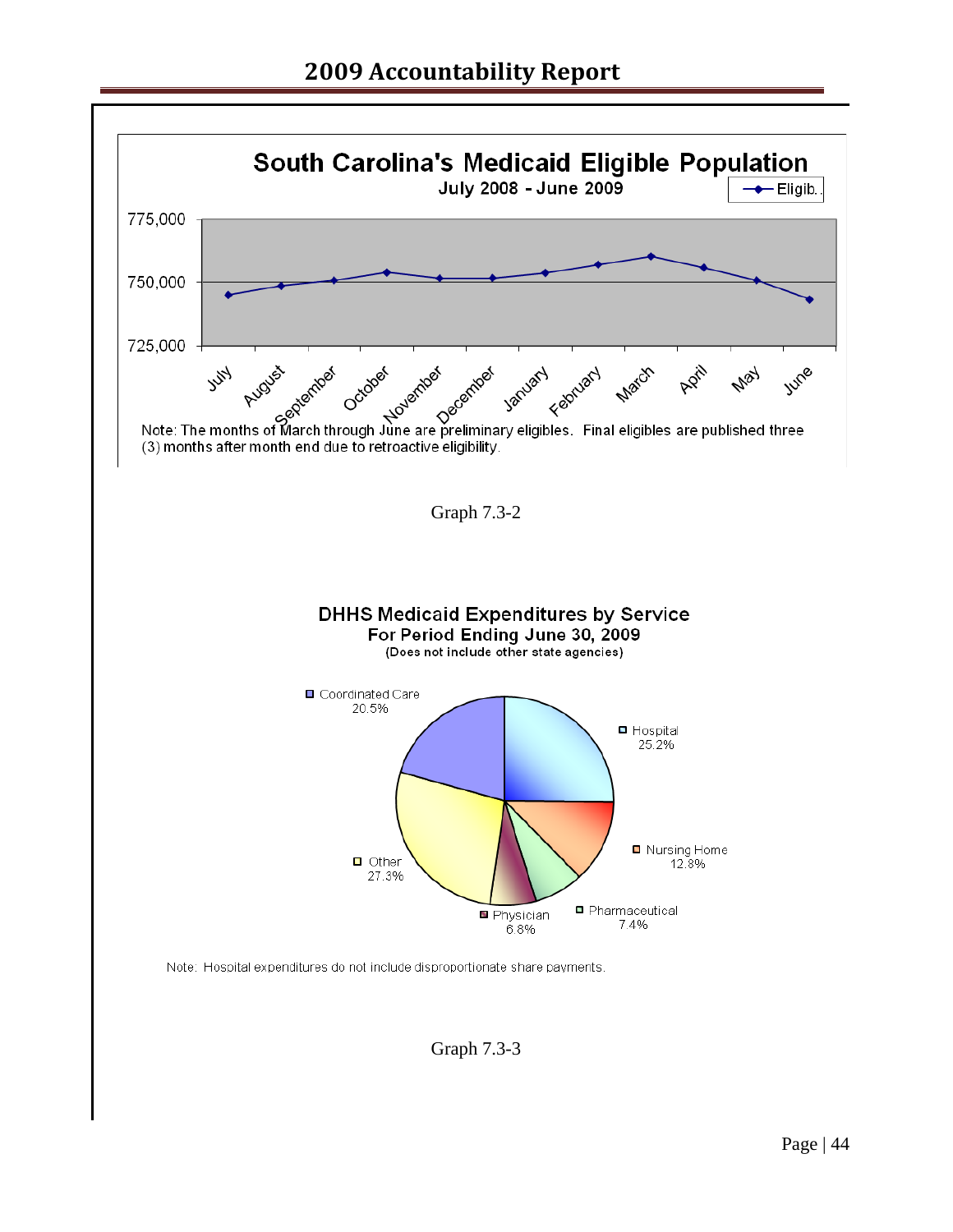## South Carolina's Medicaid Eligible Population

July 2008 - June 2009

Note: The months of March through June are preliminary eligibles. Final eligibles are published three (3) months after month end due to retroactive eligibility.

Graph 7.3-2

## DHHS Medicaid Expenditures by Service

For Period Ending June 30, 2009

(Does not include other state agencies)

| Service | Percent |
|---|---|
| Hospital | 25.2% |
| Nursing Home | 12.8% |
| Pharmaceutical | 7.4% |
| Physician | 6.8% |
| Other | 27.3% |
| Coordinated Care | 20.5% |

Note: Hospital expenditures do not include disproportionate share payments.

Graph 7.3-3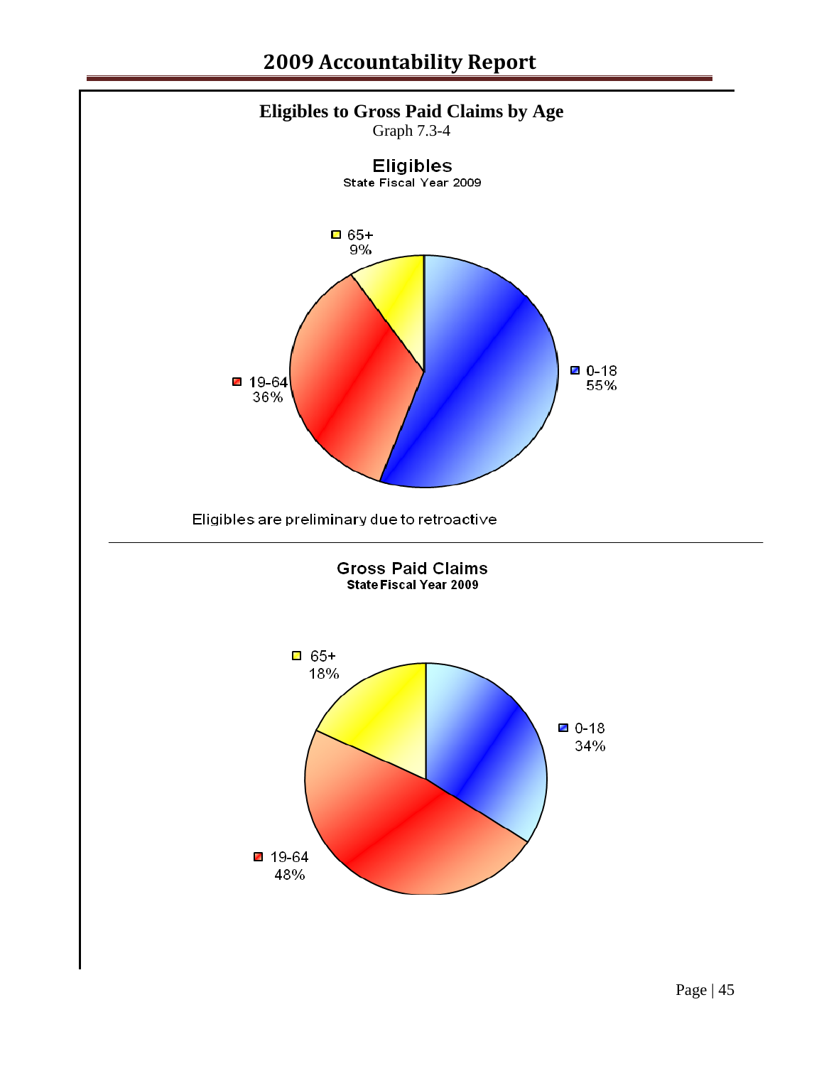**Eligibles to Gross Paid Claims by Age**

Graph 7.3-4

**Eligibles**

State Fiscal Year 2009

| Age | Percent |
|---|---|
| 0-18 | 55% |
| 19-64 | 36% |
| 65+ | 9% |

Eligibles are preliminary due to retroactive

---

**Gross Paid Claims**

State Fiscal Year 2009

| Age | Percent |
|---|---|
| 0-18 | 34% |
| 19-64 | 48% |
| 65+ | 18% |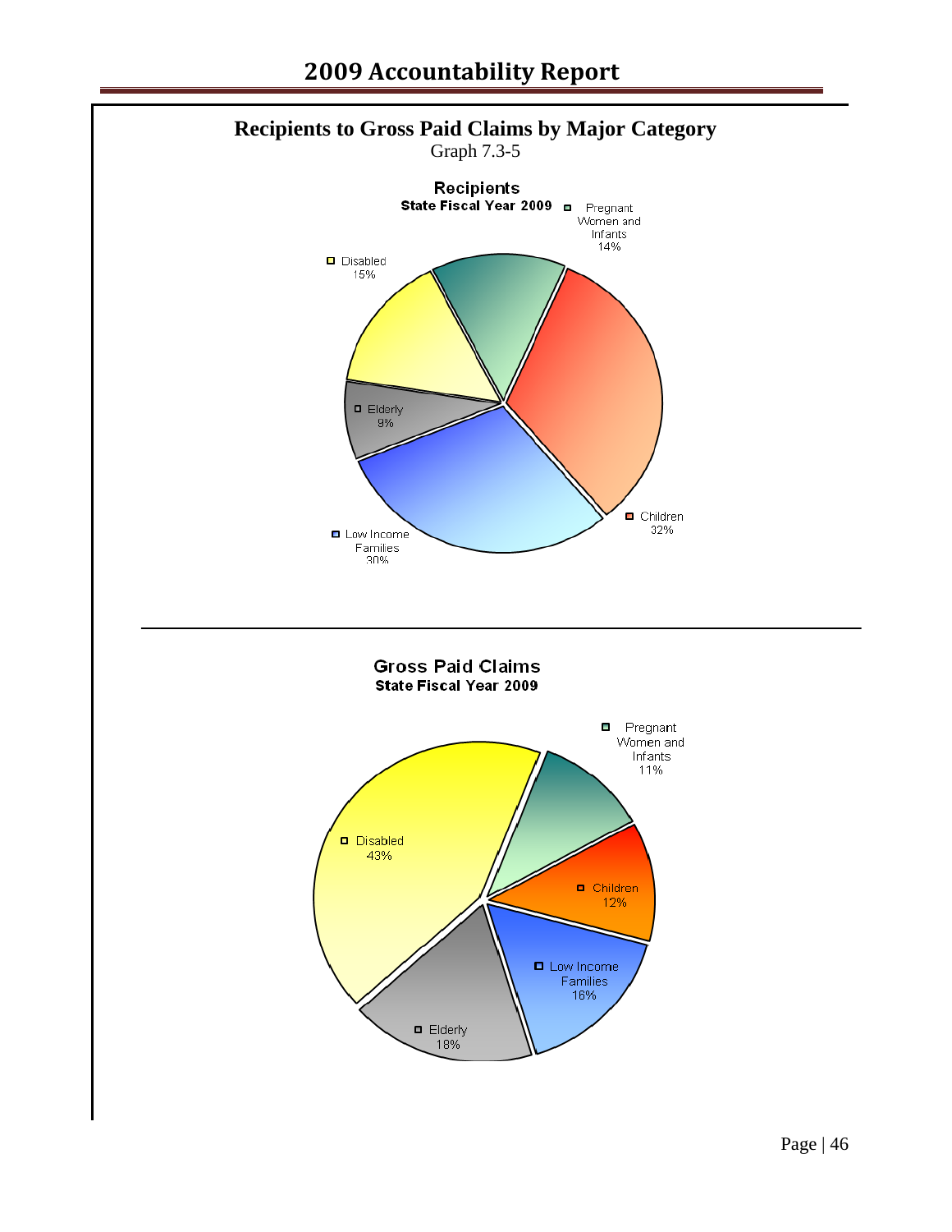## Recipients to Gross Paid Claims by Major Category

Graph 7.3-5

**Recipients**
**State Fiscal Year 2009**

- Pregnant Women and Infants 14%
- Children 32%
- Low Income Families 30%
- Elderly 9%
- Disabled 15%

**Gross Paid Claims**
**State Fiscal Year 2009**

- Pregnant Women and Infants 11%
- Children 12%
- Low Income Families 16%
- Elderly 18%
- Disabled 43%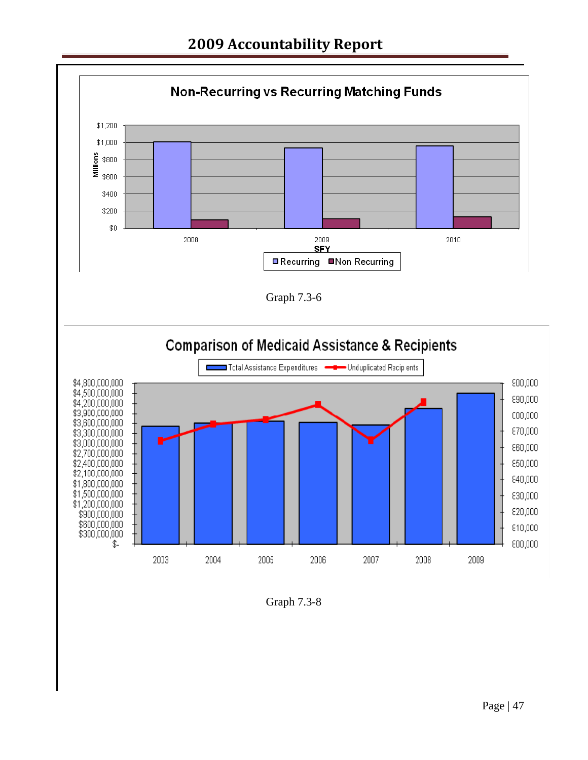**Non-Recurring vs Recurring Matching Funds**

Graph 7.3-6

**Comparison of Medicaid Assistance & Recipients**

Graph 7.3-8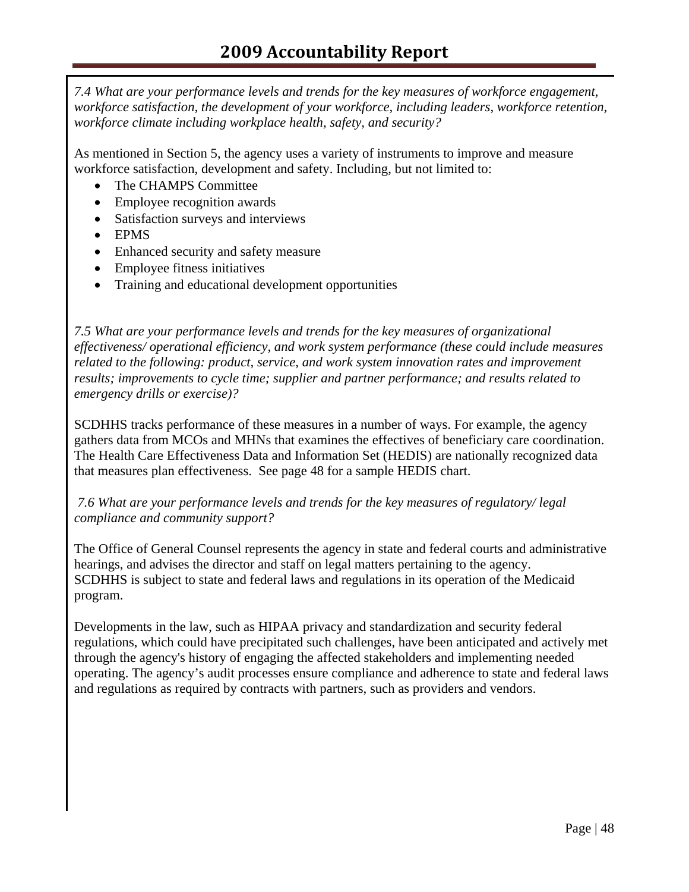*7.4 What are your performance levels and trends for the key measures of workforce engagement, workforce satisfaction, the development of your workforce, including leaders, workforce retention, workforce climate including workplace health, safety, and security?*

As mentioned in Section 5, the agency uses a variety of instruments to improve and measure workforce satisfaction, development and safety. Including, but not limited to:

- The CHAMPS Committee
- Employee recognition awards
- Satisfaction surveys and interviews
- EPMS
- Enhanced security and safety measure
- Employee fitness initiatives
- Training and educational development opportunities

*7.5 What are your performance levels and trends for the key measures of organizational effectiveness/ operational efficiency, and work system performance (these could include measures related to the following: product, service, and work system innovation rates and improvement results; improvements to cycle time; supplier and partner performance; and results related to emergency drills or exercise)?*

SCDHHS tracks performance of these measures in a number of ways. For example, the agency gathers data from MCOs and MHNs that examines the effectives of beneficiary care coordination. The Health Care Effectiveness Data and Information Set (HEDIS) are nationally recognized data that measures plan effectiveness. See page 48 for a sample HEDIS chart.

*7.6 What are your performance levels and trends for the key measures of regulatory/ legal compliance and community support?*

The Office of General Counsel represents the agency in state and federal courts and administrative hearings, and advises the director and staff on legal matters pertaining to the agency. SCDHHS is subject to state and federal laws and regulations in its operation of the Medicaid program.

Developments in the law, such as HIPAA privacy and standardization and security federal regulations, which could have precipitated such challenges, have been anticipated and actively met through the agency's history of engaging the affected stakeholders and implementing needed operating. The agency's audit processes ensure compliance and adherence to state and federal laws and regulations as required by contracts with partners, such as providers and vendors.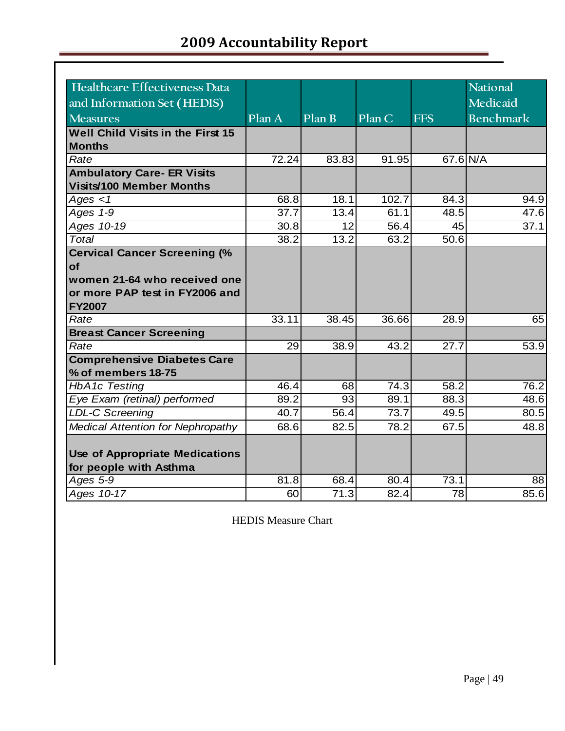## 2009 Accountability Report

| Healthcare Effectiveness Data and Information Set (HEDIS) Measures | Plan A | Plan B | Plan C | FFS | National Medicaid Benchmark |
|---|---|---|---|---|---|
| **Well Child Visits in the First 15 Months** | | | | | |
| *Rate* | 72.24 | 83.83 | 91.95 | 67.6 | N/A |
| **Ambulatory Care- ER Visits Visits/100 Member Months** | | | | | |
| *Ages <1* | 68.8 | 18.1 | 102.7 | 84.3 | 94.9 |
| *Ages 1-9* | 37.7 | 13.4 | 61.1 | 48.5 | 47.6 |
| *Ages 10-19* | 30.8 | 12 | 56.4 | 45 | 37.1 |
| *Total* | 38.2 | 13.2 | 63.2 | 50.6 | |
| **Cervical Cancer Screening (% of women 21-64 who received one or more PAP test in FY2006 and FY2007** | | | | | |
| *Rate* | 33.11 | 38.45 | 36.66 | 28.9 | 65 |
| **Breast Cancer Screening** | | | | | |
| *Rate* | 29 | 38.9 | 43.2 | 27.7 | 53.9 |
| **Comprehensive Diabetes Care % of members 18-75** | | | | | |
| *HbA1c Testing* | 46.4 | 68 | 74.3 | 58.2 | 76.2 |
| *Eye Exam (retinal) performed* | 89.2 | 93 | 89.1 | 88.3 | 48.6 |
| *LDL-C Screening* | 40.7 | 56.4 | 73.7 | 49.5 | 80.5 |
| *Medical Attention for Nephropathy* | 68.6 | 82.5 | 78.2 | 67.5 | 48.8 |
| **Use of Appropriate Medications for people with Asthma** | | | | | |
| *Ages 5-9* | 81.8 | 68.4 | 80.4 | 73.1 | 88 |
| *Ages 10-17* | 60 | 71.3 | 82.4 | 78 | 85.6 |

HEDIS Measure Chart